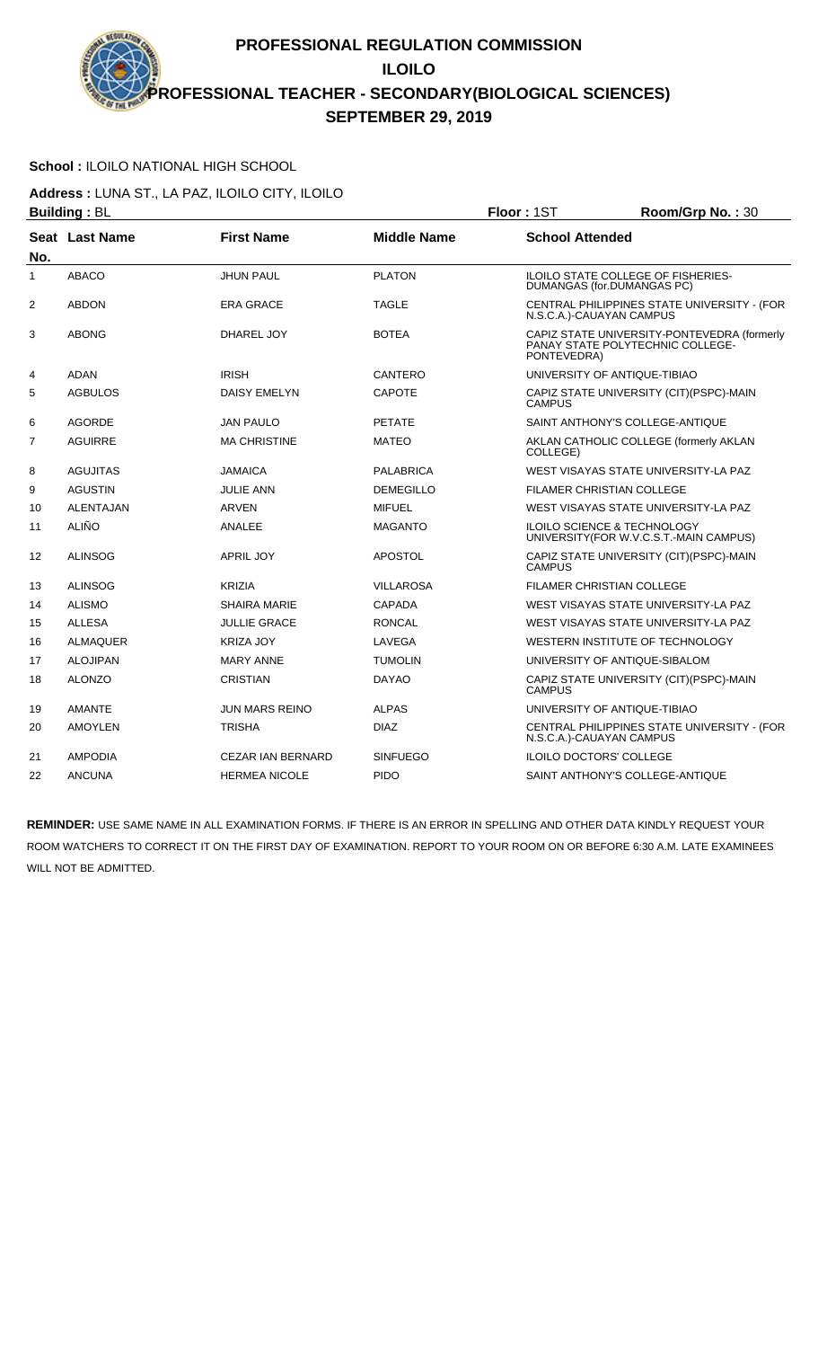# PROFESSIONAL REGULATION COMMISSION
## ILOILO
## PROFESSIONAL TEACHER - SECONDARY(BIOLOGICAL SCIENCES)
## SEPTEMBER 29, 2019

**School :** ILOILO NATIONAL HIGH SCHOOL

**Address :** LUNA ST., LA PAZ, ILOILO CITY, ILOILO

**Building :** BL　　**Floor :** 1ST　　**Room/Grp No. :** 30

| Seat No. | Last Name | First Name | Middle Name | School Attended |
|---|---|---|---|---|
| 1 | ABACO | JHUN PAUL | PLATON | ILOILO STATE COLLEGE OF FISHERIES-DUMANGAS (for.DUMANGAS PC) |
| 2 | ABDON | ERA GRACE | TAGLE | CENTRAL PHILIPPINES STATE UNIVERSITY - (FOR N.S.C.A.)-CAUAYAN CAMPUS |
| 3 | ABONG | DHAREL JOY | BOTEA | CAPIZ STATE UNIVERSITY-PONTEVEDRA (formerly PANAY STATE POLYTECHNIC COLLEGE-PONTEVEDRA) |
| 4 | ADAN | IRISH | CANTERO | UNIVERSITY OF ANTIQUE-TIBIAO |
| 5 | AGBULOS | DAISY EMELYN | CAPOTE | CAPIZ STATE UNIVERSITY (CIT)(PSPC)-MAIN CAMPUS |
| 6 | AGORDE | JAN PAULO | PETATE | SAINT ANTHONY'S COLLEGE-ANTIQUE |
| 7 | AGUIRRE | MA CHRISTINE | MATEO | AKLAN CATHOLIC COLLEGE (formerly AKLAN COLLEGE) |
| 8 | AGUJITAS | JAMAICA | PALABRICA | WEST VISAYAS STATE UNIVERSITY-LA PAZ |
| 9 | AGUSTIN | JULIE ANN | DEMEGILLO | FILAMER CHRISTIAN COLLEGE |
| 10 | ALENTAJAN | ARVEN | MIFUEL | WEST VISAYAS STATE UNIVERSITY-LA PAZ |
| 11 | ALIÑO | ANALEE | MAGANTO | ILOILO SCIENCE & TECHNOLOGY UNIVERSITY(FOR W.V.C.S.T.-MAIN CAMPUS) |
| 12 | ALINSOG | APRIL JOY | APOSTOL | CAPIZ STATE UNIVERSITY (CIT)(PSPC)-MAIN CAMPUS |
| 13 | ALINSOG | KRIZIA | VILLAROSA | FILAMER CHRISTIAN COLLEGE |
| 14 | ALISMO | SHAIRA MARIE | CAPADA | WEST VISAYAS STATE UNIVERSITY-LA PAZ |
| 15 | ALLESA | JULLIE GRACE | RONCAL | WEST VISAYAS STATE UNIVERSITY-LA PAZ |
| 16 | ALMAQUER | KRIZA JOY | LAVEGA | WESTERN INSTITUTE OF TECHNOLOGY |
| 17 | ALOJIPAN | MARY ANNE | TUMOLIN | UNIVERSITY OF ANTIQUE-SIBALOM |
| 18 | ALONZO | CRISTIAN | DAYAO | CAPIZ STATE UNIVERSITY (CIT)(PSPC)-MAIN CAMPUS |
| 19 | AMANTE | JUN MARS REINO | ALPAS | UNIVERSITY OF ANTIQUE-TIBIAO |
| 20 | AMOYLEN | TRISHA | DIAZ | CENTRAL PHILIPPINES STATE UNIVERSITY - (FOR N.S.C.A.)-CAUAYAN CAMPUS |
| 21 | AMPODIA | CEZAR IAN BERNARD | SINFUEGO | ILOILO DOCTORS' COLLEGE |
| 22 | ANCUNA | HERMEA NICOLE | PIDO | SAINT ANTHONY'S COLLEGE-ANTIQUE |

**REMINDER:** USE SAME NAME IN ALL EXAMINATION FORMS. IF THERE IS AN ERROR IN SPELLING AND OTHER DATA KINDLY REQUEST YOUR ROOM WATCHERS TO CORRECT IT ON THE FIRST DAY OF EXAMINATION. REPORT TO YOUR ROOM ON OR BEFORE 6:30 A.M. LATE EXAMINEES WILL NOT BE ADMITTED.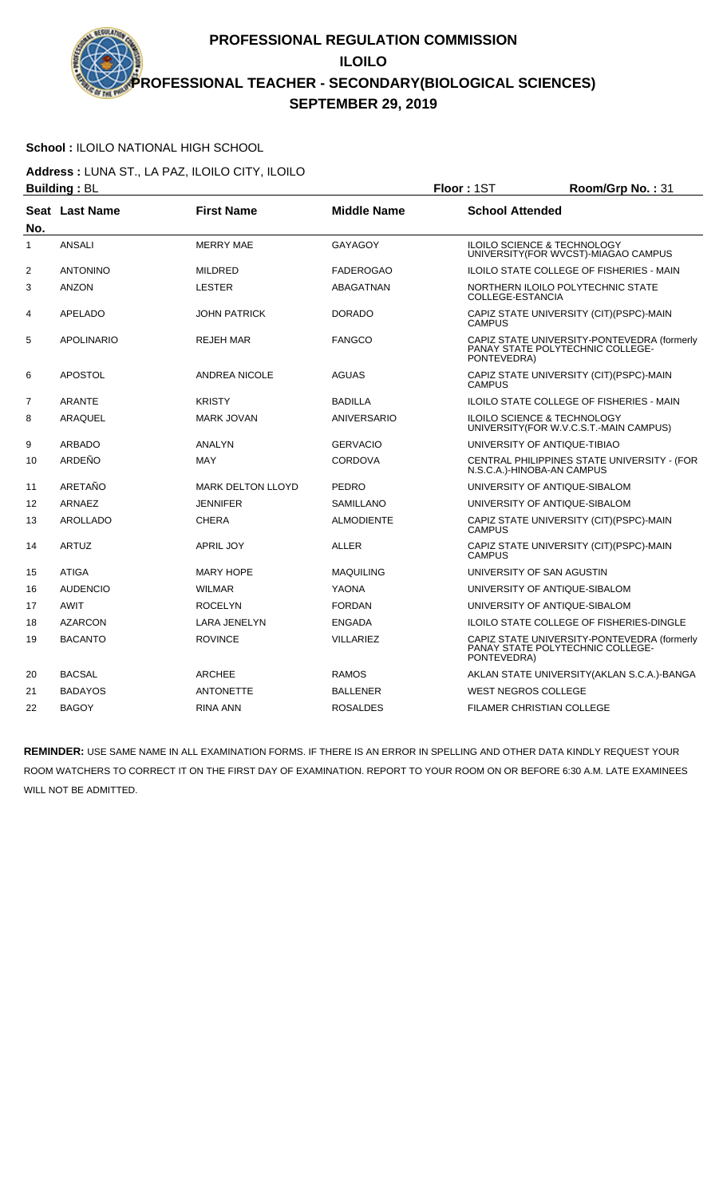# PROFESSIONAL REGULATION COMMISSION

## ILOILO

## PROFESSIONAL TEACHER - SECONDARY(BIOLOGICAL SCIENCES)

## SEPTEMBER 29, 2019

**School :** ILOILO NATIONAL HIGH SCHOOL

**Address :** LUNA ST., LA PAZ, ILOILO CITY, ILOILO

**Building :** BL **Floor :** 1ST **Room/Grp No. :** 31

| Seat No. | Last Name | First Name | Middle Name | School Attended |
|---|---|---|---|---|
| 1 | ANSALI | MERRY MAE | GAYAGOY | ILOILO SCIENCE & TECHNOLOGY UNIVERSITY(FOR WVCST)-MIAGAO CAMPUS |
| 2 | ANTONINO | MILDRED | FADEROGAO | ILOILO STATE COLLEGE OF FISHERIES - MAIN |
| 3 | ANZON | LESTER | ABAGATNAN | NORTHERN ILOILO POLYTECHNIC STATE COLLEGE-ESTANCIA |
| 4 | APELADO | JOHN PATRICK | DORADO | CAPIZ STATE UNIVERSITY (CIT)(PSPC)-MAIN CAMPUS |
| 5 | APOLINARIO | REJEH MAR | FANGCO | CAPIZ STATE UNIVERSITY-PONTEVEDRA (formerly PANAY STATE POLYTECHNIC COLLEGE-PONTEVEDRA) |
| 6 | APOSTOL | ANDREA NICOLE | AGUAS | CAPIZ STATE UNIVERSITY (CIT)(PSPC)-MAIN CAMPUS |
| 7 | ARANTE | KRISTY | BADILLA | ILOILO STATE COLLEGE OF FISHERIES - MAIN |
| 8 | ARAQUEL | MARK JOVAN | ANIVERSARIO | ILOILO SCIENCE & TECHNOLOGY UNIVERSITY(FOR W.V.C.S.T.-MAIN CAMPUS) |
| 9 | ARBADO | ANALYN | GERVACIO | UNIVERSITY OF ANTIQUE-TIBIAO |
| 10 | ARDEÑO | MAY | CORDOVA | CENTRAL PHILIPPINES STATE UNIVERSITY - (FOR N.S.C.A.)-HINOBA-AN CAMPUS |
| 11 | ARETAÑO | MARK DELTON LLOYD | PEDRO | UNIVERSITY OF ANTIQUE-SIBALOM |
| 12 | ARNAEZ | JENNIFER | SAMILLANO | UNIVERSITY OF ANTIQUE-SIBALOM |
| 13 | AROLLADO | CHERA | ALMODIENTE | CAPIZ STATE UNIVERSITY (CIT)(PSPC)-MAIN CAMPUS |
| 14 | ARTUZ | APRIL JOY | ALLER | CAPIZ STATE UNIVERSITY (CIT)(PSPC)-MAIN CAMPUS |
| 15 | ATIGA | MARY HOPE | MAQUILING | UNIVERSITY OF SAN AGUSTIN |
| 16 | AUDENCIO | WILMAR | YAONA | UNIVERSITY OF ANTIQUE-SIBALOM |
| 17 | AWIT | ROCELYN | FORDAN | UNIVERSITY OF ANTIQUE-SIBALOM |
| 18 | AZARCON | LARA JENELYN | ENGADA | ILOILO STATE COLLEGE OF FISHERIES-DINGLE |
| 19 | BACANTO | ROVINCE | VILLARIEZ | CAPIZ STATE UNIVERSITY-PONTEVEDRA (formerly PANAY STATE POLYTECHNIC COLLEGE-PONTEVEDRA) |
| 20 | BACSAL | ARCHEE | RAMOS | AKLAN STATE UNIVERSITY(AKLAN S.C.A.)-BANGA |
| 21 | BADAYOS | ANTONETTE | BALLENER | WEST NEGROS COLLEGE |
| 22 | BAGOY | RINA ANN | ROSALDES | FILAMER CHRISTIAN COLLEGE |

**REMINDER:** USE SAME NAME IN ALL EXAMINATION FORMS. IF THERE IS AN ERROR IN SPELLING AND OTHER DATA KINDLY REQUEST YOUR ROOM WATCHERS TO CORRECT IT ON THE FIRST DAY OF EXAMINATION. REPORT TO YOUR ROOM ON OR BEFORE 6:30 A.M. LATE EXAMINEES WILL NOT BE ADMITTED.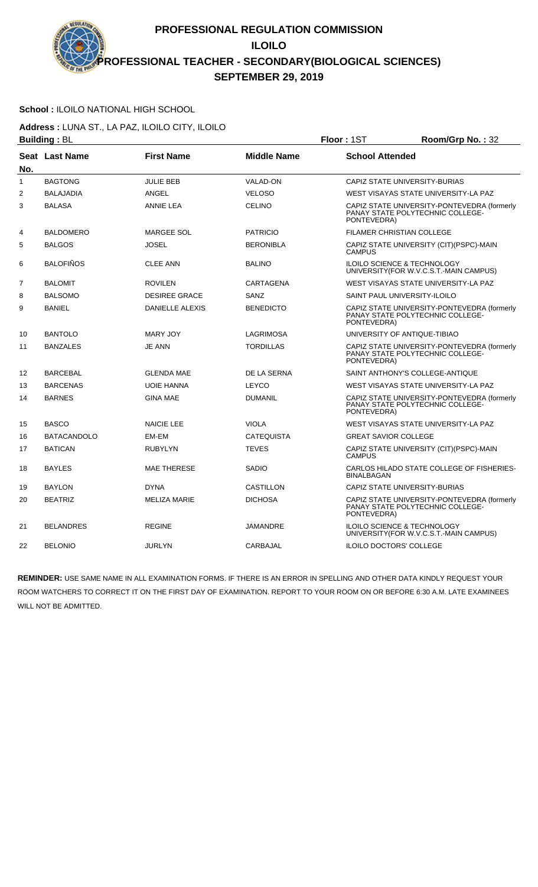# PROFESSIONAL REGULATION COMMISSION
## ILOILO
## PROFESSIONAL TEACHER - SECONDARY(BIOLOGICAL SCIENCES)
## SEPTEMBER 29, 2019

**School :** ILOILO NATIONAL HIGH SCHOOL

**Address :** LUNA ST., LA PAZ, ILOILO CITY, ILOILO

**Building :** BL **Floor :** 1ST **Room/Grp No. :** 32

| Seat No. | Last Name | First Name | Middle Name | School Attended |
|---|---|---|---|---|
| 1 | BAGTONG | JULIE BEB | VALAD-ON | CAPIZ STATE UNIVERSITY-BURIAS |
| 2 | BALAJADIA | ANGEL | VELOSO | WEST VISAYAS STATE UNIVERSITY-LA PAZ |
| 3 | BALASA | ANNIE LEA | CELINO | CAPIZ STATE UNIVERSITY-PONTEVEDRA (formerly PANAY STATE POLYTECHNIC COLLEGE-PONTEVEDRA) |
| 4 | BALDOMERO | MARGEE SOL | PATRICIO | FILAMER CHRISTIAN COLLEGE |
| 5 | BALGOS | JOSEL | BERONIBLA | CAPIZ STATE UNIVERSITY (CIT)(PSPC)-MAIN CAMPUS |
| 6 | BALOFIÑOS | CLEE ANN | BALINO | ILOILO SCIENCE & TECHNOLOGY UNIVERSITY(FOR W.V.C.S.T.-MAIN CAMPUS) |
| 7 | BALOMIT | ROVILEN | CARTAGENA | WEST VISAYAS STATE UNIVERSITY-LA PAZ |
| 8 | BALSOMO | DESIREE GRACE | SANZ | SAINT PAUL UNIVERSITY-ILOILO |
| 9 | BANIEL | DANIELLE ALEXIS | BENEDICTO | CAPIZ STATE UNIVERSITY-PONTEVEDRA (formerly PANAY STATE POLYTECHNIC COLLEGE-PONTEVEDRA) |
| 10 | BANTOLO | MARY JOY | LAGRIMOSA | UNIVERSITY OF ANTIQUE-TIBIAO |
| 11 | BANZALES | JE ANN | TORDILLAS | CAPIZ STATE UNIVERSITY-PONTEVEDRA (formerly PANAY STATE POLYTECHNIC COLLEGE-PONTEVEDRA) |
| 12 | BARCEBAL | GLENDA MAE | DE LA SERNA | SAINT ANTHONY'S COLLEGE-ANTIQUE |
| 13 | BARCENAS | UOIE HANNA | LEYCO | WEST VISAYAS STATE UNIVERSITY-LA PAZ |
| 14 | BARNES | GINA MAE | DUMANIL | CAPIZ STATE UNIVERSITY-PONTEVEDRA (formerly PANAY STATE POLYTECHNIC COLLEGE-PONTEVEDRA) |
| 15 | BASCO | NAICIE LEE | VIOLA | WEST VISAYAS STATE UNIVERSITY-LA PAZ |
| 16 | BATACANDOLO | EM-EM | CATEQUISTA | GREAT SAVIOR COLLEGE |
| 17 | BATICAN | RUBYLYN | TEVES | CAPIZ STATE UNIVERSITY (CIT)(PSPC)-MAIN CAMPUS |
| 18 | BAYLES | MAE THERESE | SADIO | CARLOS HILADO STATE COLLEGE OF FISHERIES-BINALBAGAN |
| 19 | BAYLON | DYNA | CASTILLON | CAPIZ STATE UNIVERSITY-BURIAS |
| 20 | BEATRIZ | MELIZA MARIE | DICHOSA | CAPIZ STATE UNIVERSITY-PONTEVEDRA (formerly PANAY STATE POLYTECHNIC COLLEGE-PONTEVEDRA) |
| 21 | BELANDRES | REGINE | JAMANDRE | ILOILO SCIENCE & TECHNOLOGY UNIVERSITY(FOR W.V.C.S.T.-MAIN CAMPUS) |
| 22 | BELONIO | JURLYN | CARBAJAL | ILOILO DOCTORS' COLLEGE |

**REMINDER:** USE SAME NAME IN ALL EXAMINATION FORMS. IF THERE IS AN ERROR IN SPELLING AND OTHER DATA KINDLY REQUEST YOUR ROOM WATCHERS TO CORRECT IT ON THE FIRST DAY OF EXAMINATION. REPORT TO YOUR ROOM ON OR BEFORE 6:30 A.M. LATE EXAMINEES WILL NOT BE ADMITTED.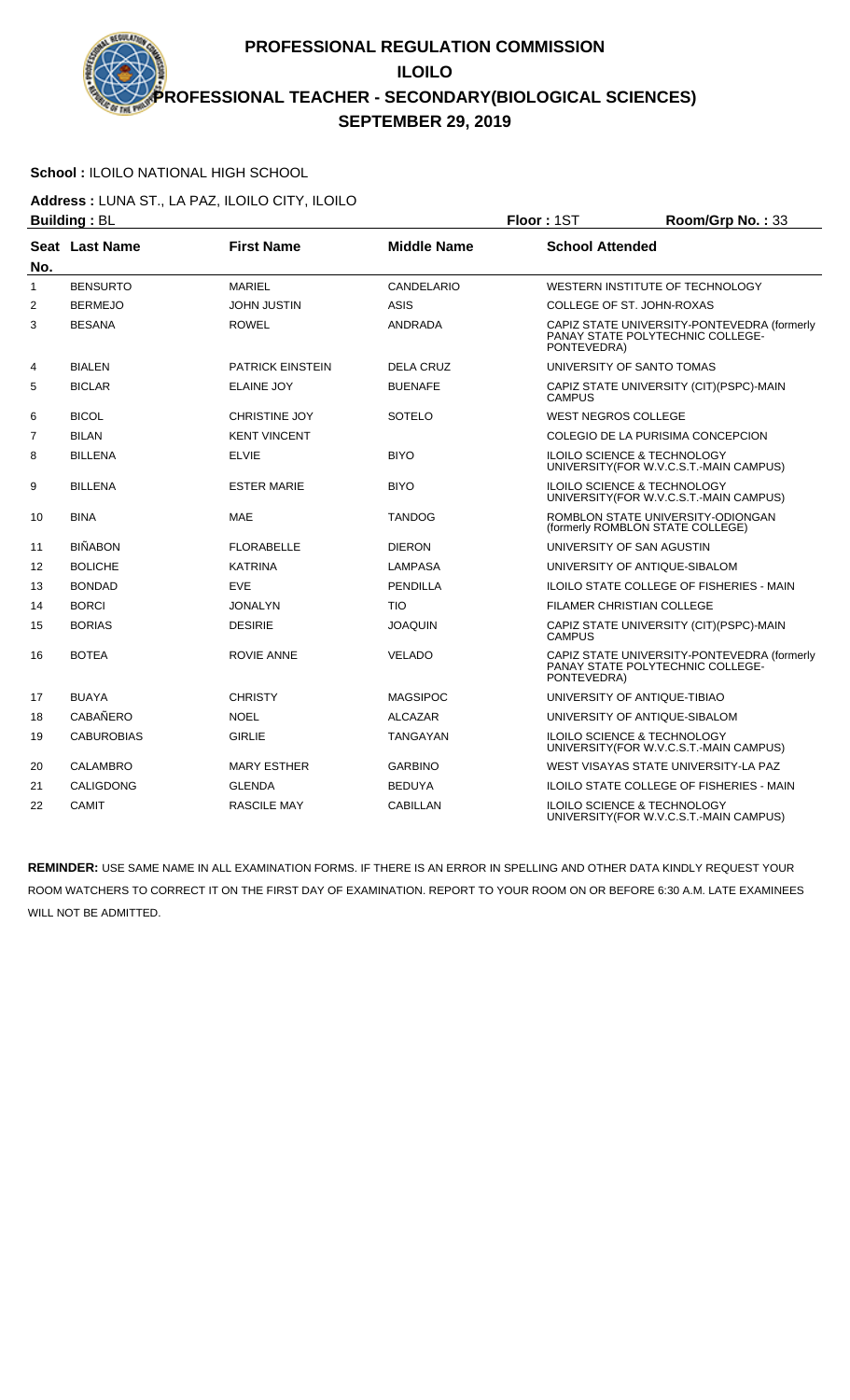# PROFESSIONAL REGULATION COMMISSION

## ILOILO

## PROFESSIONAL TEACHER - SECONDARY(BIOLOGICAL SCIENCES)

## SEPTEMBER 29, 2019

**School :** ILOILO NATIONAL HIGH SCHOOL

**Address :** LUNA ST., LA PAZ, ILOILO CITY, ILOILO

**Building :** BL    **Floor :** 1ST    **Room/Grp No. :** 33

| Seat No. | Last Name | First Name | Middle Name | School Attended |
|---|---|---|---|---|
| 1 | BENSURTO | MARIEL | CANDELARIO | WESTERN INSTITUTE OF TECHNOLOGY |
| 2 | BERMEJO | JOHN JUSTIN | ASIS | COLLEGE OF ST. JOHN-ROXAS |
| 3 | BESANA | ROWEL | ANDRADA | CAPIZ STATE UNIVERSITY-PONTEVEDRA (formerly PANAY STATE POLYTECHNIC COLLEGE-PONTEVEDRA) |
| 4 | BIALEN | PATRICK EINSTEIN | DELA CRUZ | UNIVERSITY OF SANTO TOMAS |
| 5 | BICLAR | ELAINE JOY | BUENAFE | CAPIZ STATE UNIVERSITY (CIT)(PSPC)-MAIN CAMPUS |
| 6 | BICOL | CHRISTINE JOY | SOTELO | WEST NEGROS COLLEGE |
| 7 | BILAN | KENT VINCENT | | COLEGIO DE LA PURISIMA CONCEPCION |
| 8 | BILLENA | ELVIE | BIYO | ILOILO SCIENCE & TECHNOLOGY UNIVERSITY(FOR W.V.C.S.T.-MAIN CAMPUS) |
| 9 | BILLENA | ESTER MARIE | BIYO | ILOILO SCIENCE & TECHNOLOGY UNIVERSITY(FOR W.V.C.S.T.-MAIN CAMPUS) |
| 10 | BINA | MAE | TANDOG | ROMBLON STATE UNIVERSITY-ODIONGAN (formerly ROMBLON STATE COLLEGE) |
| 11 | BIÑABON | FLORABELLE | DIERON | UNIVERSITY OF SAN AGUSTIN |
| 12 | BOLICHE | KATRINA | LAMPASA | UNIVERSITY OF ANTIQUE-SIBALOM |
| 13 | BONDAD | EVE | PENDILLA | ILOILO STATE COLLEGE OF FISHERIES - MAIN |
| 14 | BORCI | JONALYN | TIO | FILAMER CHRISTIAN COLLEGE |
| 15 | BORIAS | DESIRIE | JOAQUIN | CAPIZ STATE UNIVERSITY (CIT)(PSPC)-MAIN CAMPUS |
| 16 | BOTEA | ROVIE ANNE | VELADO | CAPIZ STATE UNIVERSITY-PONTEVEDRA (formerly PANAY STATE POLYTECHNIC COLLEGE-PONTEVEDRA) |
| 17 | BUAYA | CHRISTY | MAGSIPOC | UNIVERSITY OF ANTIQUE-TIBIAO |
| 18 | CABAÑERO | NOEL | ALCAZAR | UNIVERSITY OF ANTIQUE-SIBALOM |
| 19 | CABUROBIAS | GIRLIE | TANGAYAN | ILOILO SCIENCE & TECHNOLOGY UNIVERSITY(FOR W.V.C.S.T.-MAIN CAMPUS) |
| 20 | CALAMBRO | MARY ESTHER | GARBINO | WEST VISAYAS STATE UNIVERSITY-LA PAZ |
| 21 | CALIGDONG | GLENDA | BEDUYA | ILOILO STATE COLLEGE OF FISHERIES - MAIN |
| 22 | CAMIT | RASCILE MAY | CABILLAN | ILOILO SCIENCE & TECHNOLOGY UNIVERSITY(FOR W.V.C.S.T.-MAIN CAMPUS) |

**REMINDER:** USE SAME NAME IN ALL EXAMINATION FORMS. IF THERE IS AN ERROR IN SPELLING AND OTHER DATA KINDLY REQUEST YOUR ROOM WATCHERS TO CORRECT IT ON THE FIRST DAY OF EXAMINATION. REPORT TO YOUR ROOM ON OR BEFORE 6:30 A.M. LATE EXAMINEES WILL NOT BE ADMITTED.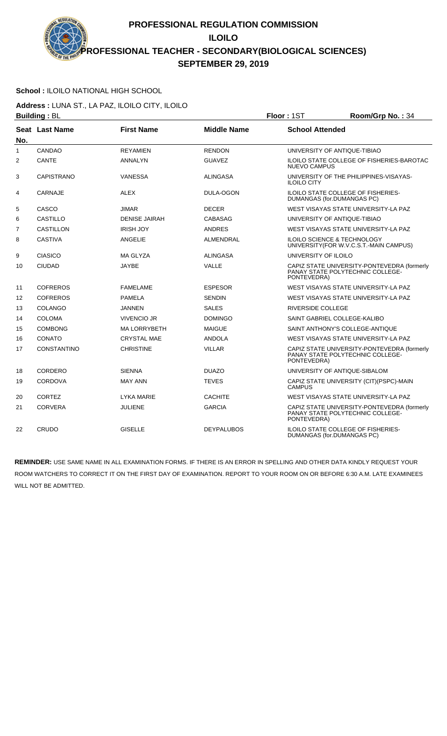# PROFESSIONAL REGULATION COMMISSION
## ILOILO
## PROFESSIONAL TEACHER - SECONDARY(BIOLOGICAL SCIENCES)
## SEPTEMBER 29, 2019

**School :** ILOILO NATIONAL HIGH SCHOOL

**Address :** LUNA ST., LA PAZ, ILOILO CITY, ILOILO

**Building :** BL **Floor :** 1ST **Room/Grp No. :** 34

| Seat No. | Last Name | First Name | Middle Name | School Attended |
|---|---|---|---|---|
| 1 | CANDAO | REYAMIEN | RENDON | UNIVERSITY OF ANTIQUE-TIBIAO |
| 2 | CANTE | ANNALYN | GUAVEZ | ILOILO STATE COLLEGE OF FISHERIES-BAROTAC NUEVO CAMPUS |
| 3 | CAPISTRANO | VANESSA | ALINGASA | UNIVERSITY OF THE PHILIPPINES-VISAYAS-ILOILO CITY |
| 4 | CARNAJE | ALEX | DULA-OGON | ILOILO STATE COLLEGE OF FISHERIES-DUMANGAS (for.DUMANGAS PC) |
| 5 | CASCO | JIMAR | DECER | WEST VISAYAS STATE UNIVERSITY-LA PAZ |
| 6 | CASTILLO | DENISE JAIRAH | CABASAG | UNIVERSITY OF ANTIQUE-TIBIAO |
| 7 | CASTILLON | IRISH JOY | ANDRES | WEST VISAYAS STATE UNIVERSITY-LA PAZ |
| 8 | CASTIVA | ANGELIE | ALMENDRAL | ILOILO SCIENCE & TECHNOLOGY UNIVERSITY(FOR W.V.C.S.T.-MAIN CAMPUS) |
| 9 | CIASICO | MA GLYZA | ALINGASA | UNIVERSITY OF ILOILO |
| 10 | CIUDAD | JAYBE | VALLE | CAPIZ STATE UNIVERSITY-PONTEVEDRA (formerly PANAY STATE POLYTECHNIC COLLEGE-PONTEVEDRA) |
| 11 | COFREROS | FAMELAME | ESPESOR | WEST VISAYAS STATE UNIVERSITY-LA PAZ |
| 12 | COFREROS | PAMELA | SENDIN | WEST VISAYAS STATE UNIVERSITY-LA PAZ |
| 13 | COLANGO | JANNEN | SALES | RIVERSIDE COLLEGE |
| 14 | COLOMA | VIVENCIO JR | DOMINGO | SAINT GABRIEL COLLEGE-KALIBO |
| 15 | COMBONG | MA LORRYBETH | MAIGUE | SAINT ANTHONY'S COLLEGE-ANTIQUE |
| 16 | CONATO | CRYSTAL MAE | ANDOLA | WEST VISAYAS STATE UNIVERSITY-LA PAZ |
| 17 | CONSTANTINO | CHRISTINE | VILLAR | CAPIZ STATE UNIVERSITY-PONTEVEDRA (formerly PANAY STATE POLYTECHNIC COLLEGE-PONTEVEDRA) |
| 18 | CORDERO | SIENNA | DUAZO | UNIVERSITY OF ANTIQUE-SIBALOM |
| 19 | CORDOVA | MAY ANN | TEVES | CAPIZ STATE UNIVERSITY (CIT)(PSPC)-MAIN CAMPUS |
| 20 | CORTEZ | LYKA MARIE | CACHITE | WEST VISAYAS STATE UNIVERSITY-LA PAZ |
| 21 | CORVERA | JULIENE | GARCIA | CAPIZ STATE UNIVERSITY-PONTEVEDRA (formerly PANAY STATE POLYTECHNIC COLLEGE-PONTEVEDRA) |
| 22 | CRUDO | GISELLE | DEYPALUBOS | ILOILO STATE COLLEGE OF FISHERIES-DUMANGAS (for.DUMANGAS PC) |

**REMINDER:** USE SAME NAME IN ALL EXAMINATION FORMS. IF THERE IS AN ERROR IN SPELLING AND OTHER DATA KINDLY REQUEST YOUR ROOM WATCHERS TO CORRECT IT ON THE FIRST DAY OF EXAMINATION. REPORT TO YOUR ROOM ON OR BEFORE 6:30 A.M. LATE EXAMINEES WILL NOT BE ADMITTED.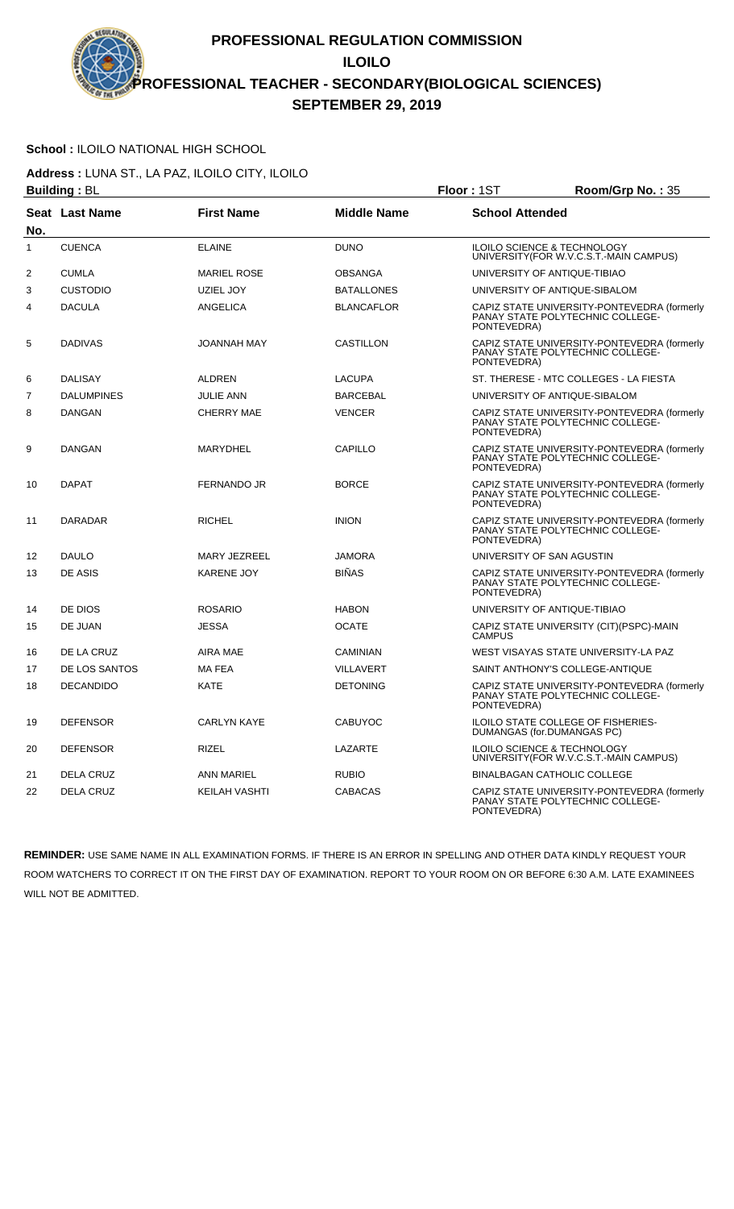# PROFESSIONAL REGULATION COMMISSION

## ILOILO

## PROFESSIONAL TEACHER - SECONDARY(BIOLOGICAL SCIENCES)

## SEPTEMBER 29, 2019

**School :** ILOILO NATIONAL HIGH SCHOOL

**Address :** LUNA ST., LA PAZ, ILOILO CITY, ILOILO

**Building :** BL **Floor :** 1ST **Room/Grp No. :** 35

| Seat No. | Last Name | First Name | Middle Name | School Attended |
|---|---|---|---|---|
| 1 | CUENCA | ELAINE | DUNO | ILOILO SCIENCE & TECHNOLOGY UNIVERSITY(FOR W.V.C.S.T.-MAIN CAMPUS) |
| 2 | CUMLA | MARIEL ROSE | OBSANGA | UNIVERSITY OF ANTIQUE-TIBIAO |
| 3 | CUSTODIO | UZIEL JOY | BATALLONES | UNIVERSITY OF ANTIQUE-SIBALOM |
| 4 | DACULA | ANGELICA | BLANCAFLOR | CAPIZ STATE UNIVERSITY-PONTEVEDRA (formerly PANAY STATE POLYTECHNIC COLLEGE-PONTEVEDRA) |
| 5 | DADIVAS | JOANNAH MAY | CASTILLON | CAPIZ STATE UNIVERSITY-PONTEVEDRA (formerly PANAY STATE POLYTECHNIC COLLEGE-PONTEVEDRA) |
| 6 | DALISAY | ALDREN | LACUPA | ST. THERESE - MTC COLLEGES - LA FIESTA |
| 7 | DALUMPINES | JULIE ANN | BARCEBAL | UNIVERSITY OF ANTIQUE-SIBALOM |
| 8 | DANGAN | CHERRY MAE | VENCER | CAPIZ STATE UNIVERSITY-PONTEVEDRA (formerly PANAY STATE POLYTECHNIC COLLEGE-PONTEVEDRA) |
| 9 | DANGAN | MARYDHEL | CAPILLO | CAPIZ STATE UNIVERSITY-PONTEVEDRA (formerly PANAY STATE POLYTECHNIC COLLEGE-PONTEVEDRA) |
| 10 | DAPAT | FERNANDO JR | BORCE | CAPIZ STATE UNIVERSITY-PONTEVEDRA (formerly PANAY STATE POLYTECHNIC COLLEGE-PONTEVEDRA) |
| 11 | DARADAR | RICHEL | INION | CAPIZ STATE UNIVERSITY-PONTEVEDRA (formerly PANAY STATE POLYTECHNIC COLLEGE-PONTEVEDRA) |
| 12 | DAULO | MARY JEZREEL | JAMORA | UNIVERSITY OF SAN AGUSTIN |
| 13 | DE ASIS | KARENE JOY | BIÑAS | CAPIZ STATE UNIVERSITY-PONTEVEDRA (formerly PANAY STATE POLYTECHNIC COLLEGE-PONTEVEDRA) |
| 14 | DE DIOS | ROSARIO | HABON | UNIVERSITY OF ANTIQUE-TIBIAO |
| 15 | DE JUAN | JESSA | OCATE | CAPIZ STATE UNIVERSITY (CIT)(PSPC)-MAIN CAMPUS |
| 16 | DE LA CRUZ | AIRA MAE | CAMINIAN | WEST VISAYAS STATE UNIVERSITY-LA PAZ |
| 17 | DE LOS SANTOS | MA FEA | VILLAVERT | SAINT ANTHONY'S COLLEGE-ANTIQUE |
| 18 | DECANDIDO | KATE | DETONING | CAPIZ STATE UNIVERSITY-PONTEVEDRA (formerly PANAY STATE POLYTECHNIC COLLEGE-PONTEVEDRA) |
| 19 | DEFENSOR | CARLYN KAYE | CABUYOC | ILOILO STATE COLLEGE OF FISHERIES-DUMANGAS (for.DUMANGAS PC) |
| 20 | DEFENSOR | RIZEL | LAZARTE | ILOILO SCIENCE & TECHNOLOGY UNIVERSITY(FOR W.V.C.S.T.-MAIN CAMPUS) |
| 21 | DELA CRUZ | ANN MARIEL | RUBIO | BINALBAGAN CATHOLIC COLLEGE |
| 22 | DELA CRUZ | KEILAH VASHTI | CABACAS | CAPIZ STATE UNIVERSITY-PONTEVEDRA (formerly PANAY STATE POLYTECHNIC COLLEGE-PONTEVEDRA) |

**REMINDER:** USE SAME NAME IN ALL EXAMINATION FORMS. IF THERE IS AN ERROR IN SPELLING AND OTHER DATA KINDLY REQUEST YOUR ROOM WATCHERS TO CORRECT IT ON THE FIRST DAY OF EXAMINATION. REPORT TO YOUR ROOM ON OR BEFORE 6:30 A.M. LATE EXAMINEES WILL NOT BE ADMITTED.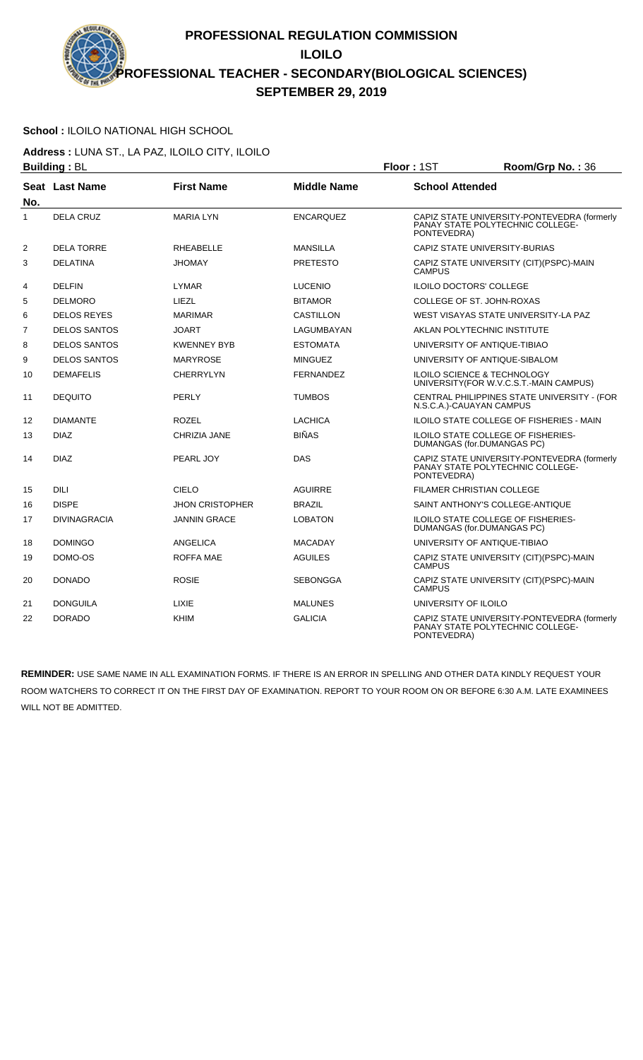# PROFESSIONAL REGULATION COMMISSION
## ILOILO
## PROFESSIONAL TEACHER - SECONDARY(BIOLOGICAL SCIENCES)
## SEPTEMBER 29, 2019

**School :** ILOILO NATIONAL HIGH SCHOOL

**Address :** LUNA ST., LA PAZ, ILOILO CITY, ILOILO

**Building :** BL **Floor :** 1ST **Room/Grp No. :** 36

| Seat No. | Last Name | First Name | Middle Name | School Attended |
|---|---|---|---|---|
| 1 | DELA CRUZ | MARIA LYN | ENCARQUEZ | CAPIZ STATE UNIVERSITY-PONTEVEDRA (formerly PANAY STATE POLYTECHNIC COLLEGE-PONTEVEDRA) |
| 2 | DELA TORRE | RHEABELLE | MANSILLA | CAPIZ STATE UNIVERSITY-BURIAS |
| 3 | DELATINA | JHOMAY | PRETESTO | CAPIZ STATE UNIVERSITY (CIT)(PSPC)-MAIN CAMPUS |
| 4 | DELFIN | LYMAR | LUCENIO | ILOILO DOCTORS' COLLEGE |
| 5 | DELMORO | LIEZL | BITAMOR | COLLEGE OF ST. JOHN-ROXAS |
| 6 | DELOS REYES | MARIMAR | CASTILLON | WEST VISAYAS STATE UNIVERSITY-LA PAZ |
| 7 | DELOS SANTOS | JOART | LAGUMBAYAN | AKLAN POLYTECHNIC INSTITUTE |
| 8 | DELOS SANTOS | KWENNEY BYB | ESTOMATA | UNIVERSITY OF ANTIQUE-TIBIAO |
| 9 | DELOS SANTOS | MARYROSE | MINGUEZ | UNIVERSITY OF ANTIQUE-SIBALOM |
| 10 | DEMAFELIS | CHERRYLYN | FERNANDEZ | ILOILO SCIENCE & TECHNOLOGY UNIVERSITY(FOR W.V.C.S.T.-MAIN CAMPUS) |
| 11 | DEQUITO | PERLY | TUMBOS | CENTRAL PHILIPPINES STATE UNIVERSITY - (FOR N.S.C.A.)-CAUAYAN CAMPUS |
| 12 | DIAMANTE | ROZEL | LACHICA | ILOILO STATE COLLEGE OF FISHERIES - MAIN |
| 13 | DIAZ | CHRIZIA JANE | BIÑAS | ILOILO STATE COLLEGE OF FISHERIES-DUMANGAS (for.DUMANGAS PC) |
| 14 | DIAZ | PEARL JOY | DAS | CAPIZ STATE UNIVERSITY-PONTEVEDRA (formerly PANAY STATE POLYTECHNIC COLLEGE-PONTEVEDRA) |
| 15 | DILI | CIELO | AGUIRRE | FILAMER CHRISTIAN COLLEGE |
| 16 | DISPE | JHON CRISTOPHER | BRAZIL | SAINT ANTHONY'S COLLEGE-ANTIQUE |
| 17 | DIVINAGRACIA | JANNIN GRACE | LOBATON | ILOILO STATE COLLEGE OF FISHERIES-DUMANGAS (for.DUMANGAS PC) |
| 18 | DOMINGO | ANGELICA | MACADAY | UNIVERSITY OF ANTIQUE-TIBIAO |
| 19 | DOMO-OS | ROFFA MAE | AGUILES | CAPIZ STATE UNIVERSITY (CIT)(PSPC)-MAIN CAMPUS |
| 20 | DONADO | ROSIE | SEBONGGA | CAPIZ STATE UNIVERSITY (CIT)(PSPC)-MAIN CAMPUS |
| 21 | DONGUILA | LIXIE | MALUNES | UNIVERSITY OF ILOILO |
| 22 | DORADO | KHIM | GALICIA | CAPIZ STATE UNIVERSITY-PONTEVEDRA (formerly PANAY STATE POLYTECHNIC COLLEGE-PONTEVEDRA) |

**REMINDER:** USE SAME NAME IN ALL EXAMINATION FORMS. IF THERE IS AN ERROR IN SPELLING AND OTHER DATA KINDLY REQUEST YOUR ROOM WATCHERS TO CORRECT IT ON THE FIRST DAY OF EXAMINATION. REPORT TO YOUR ROOM ON OR BEFORE 6:30 A.M. LATE EXAMINEES WILL NOT BE ADMITTED.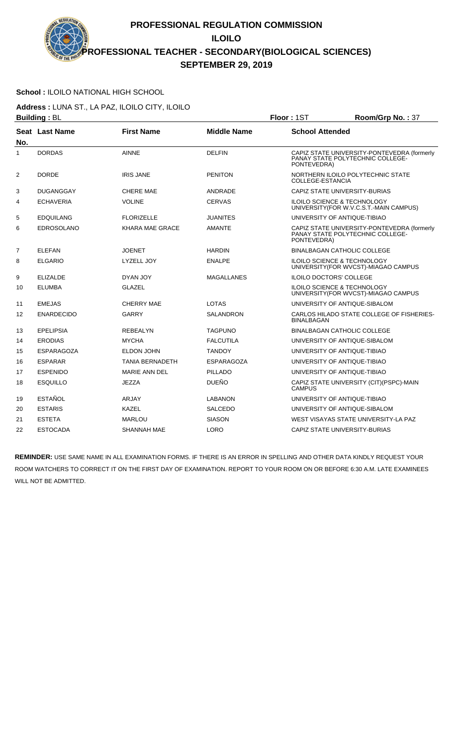# PROFESSIONAL REGULATION COMMISSION
## ILOILO
## PROFESSIONAL TEACHER - SECONDARY(BIOLOGICAL SCIENCES)
## SEPTEMBER 29, 2019

**School :** ILOILO NATIONAL HIGH SCHOOL

**Address :** LUNA ST., LA PAZ, ILOILO CITY, ILOILO

**Building :** BL **Floor :** 1ST **Room/Grp No. :** 37

| Seat No. | Last Name | First Name | Middle Name | School Attended |
|---|---|---|---|---|
| 1 | DORDAS | AINNE | DELFIN | CAPIZ STATE UNIVERSITY-PONTEVEDRA (formerly PANAY STATE POLYTECHNIC COLLEGE-PONTEVEDRA) |
| 2 | DORDE | IRIS JANE | PENITON | NORTHERN ILOILO POLYTECHNIC STATE COLLEGE-ESTANCIA |
| 3 | DUGANGGAY | CHERE MAE | ANDRADE | CAPIZ STATE UNIVERSITY-BURIAS |
| 4 | ECHAVERIA | VOLINE | CERVAS | ILOILO SCIENCE & TECHNOLOGY UNIVERSITY(FOR W.V.C.S.T.-MAIN CAMPUS) |
| 5 | EDQUILANG | FLORIZELLE | JUANITES | UNIVERSITY OF ANTIQUE-TIBIAO |
| 6 | EDROSOLANO | KHARA MAE GRACE | AMANTE | CAPIZ STATE UNIVERSITY-PONTEVEDRA (formerly PANAY STATE POLYTECHNIC COLLEGE-PONTEVEDRA) |
| 7 | ELEFAN | JOENET | HARDIN | BINALBAGAN CATHOLIC COLLEGE |
| 8 | ELGARIO | LYZELL JOY | ENALPE | ILOILO SCIENCE & TECHNOLOGY UNIVERSITY(FOR WVCST)-MIAGAO CAMPUS |
| 9 | ELIZALDE | DYAN JOY | MAGALLANES | ILOILO DOCTORS' COLLEGE |
| 10 | ELUMBA | GLAZEL | | ILOILO SCIENCE & TECHNOLOGY UNIVERSITY(FOR WVCST)-MIAGAO CAMPUS |
| 11 | EMEJAS | CHERRY MAE | LOTAS | UNIVERSITY OF ANTIQUE-SIBALOM |
| 12 | ENARDECIDO | GARRY | SALANDRON | CARLOS HILADO STATE COLLEGE OF FISHERIES-BINALBAGAN |
| 13 | EPELIPSIA | REBEALYN | TAGPUNO | BINALBAGAN CATHOLIC COLLEGE |
| 14 | ERODIAS | MYCHA | FALCUTILA | UNIVERSITY OF ANTIQUE-SIBALOM |
| 15 | ESPARAGOZA | ELDON JOHN | TANDOY | UNIVERSITY OF ANTIQUE-TIBIAO |
| 16 | ESPARAR | TANIA BERNADETH | ESPARAGOZA | UNIVERSITY OF ANTIQUE-TIBIAO |
| 17 | ESPENIDO | MARIE ANN DEL | PILLADO | UNIVERSITY OF ANTIQUE-TIBIAO |
| 18 | ESQUILLO | JEZZA | DUEÑO | CAPIZ STATE UNIVERSITY (CIT)(PSPC)-MAIN CAMPUS |
| 19 | ESTAÑOL | ARJAY | LABANON | UNIVERSITY OF ANTIQUE-TIBIAO |
| 20 | ESTARIS | KAZEL | SALCEDO | UNIVERSITY OF ANTIQUE-SIBALOM |
| 21 | ESTETA | MARLOU | SIASON | WEST VISAYAS STATE UNIVERSITY-LA PAZ |
| 22 | ESTOCADA | SHANNAH MAE | LORO | CAPIZ STATE UNIVERSITY-BURIAS |

**REMINDER:** USE SAME NAME IN ALL EXAMINATION FORMS. IF THERE IS AN ERROR IN SPELLING AND OTHER DATA KINDLY REQUEST YOUR ROOM WATCHERS TO CORRECT IT ON THE FIRST DAY OF EXAMINATION. REPORT TO YOUR ROOM ON OR BEFORE 6:30 A.M. LATE EXAMINEES WILL NOT BE ADMITTED.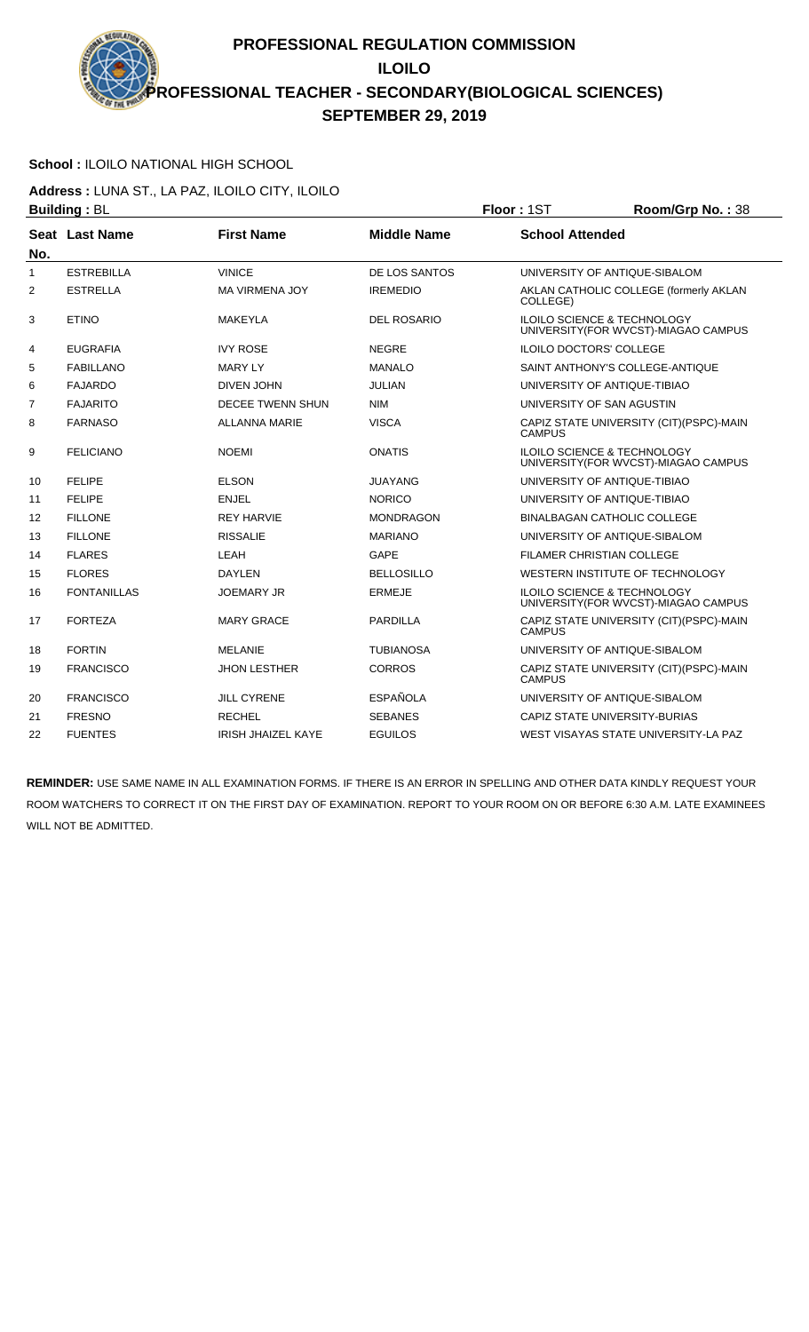# PROFESSIONAL REGULATION COMMISSION

## ILOILO

## PROFESSIONAL TEACHER - SECONDARY(BIOLOGICAL SCIENCES)

## SEPTEMBER 29, 2019

**School :** ILOILO NATIONAL HIGH SCHOOL

**Address :** LUNA ST., LA PAZ, ILOILO CITY, ILOILO

**Building :** BL **Floor :** 1ST **Room/Grp No. :** 38

| Seat No. | Last Name | First Name | Middle Name | School Attended |
|---|---|---|---|---|
| 1 | ESTREBILLA | VINICE | DE LOS SANTOS | UNIVERSITY OF ANTIQUE-SIBALOM |
| 2 | ESTRELLA | MA VIRMENA JOY | IREMEDIO | AKLAN CATHOLIC COLLEGE (formerly AKLAN COLLEGE) |
| 3 | ETINO | MAKEYLA | DEL ROSARIO | ILOILO SCIENCE & TECHNOLOGY UNIVERSITY(FOR WVCST)-MIAGAO CAMPUS |
| 4 | EUGRAFIA | IVY ROSE | NEGRE | ILOILO DOCTORS' COLLEGE |
| 5 | FABILLANO | MARY LY | MANALO | SAINT ANTHONY'S COLLEGE-ANTIQUE |
| 6 | FAJARDO | DIVEN JOHN | JULIAN | UNIVERSITY OF ANTIQUE-TIBIAO |
| 7 | FAJARITO | DECEE TWENN SHUN | NIM | UNIVERSITY OF SAN AGUSTIN |
| 8 | FARNASO | ALLANNA MARIE | VISCA | CAPIZ STATE UNIVERSITY (CIT)(PSPC)-MAIN CAMPUS |
| 9 | FELICIANO | NOEMI | ONATIS | ILOILO SCIENCE & TECHNOLOGY UNIVERSITY(FOR WVCST)-MIAGAO CAMPUS |
| 10 | FELIPE | ELSON | JUAYANG | UNIVERSITY OF ANTIQUE-TIBIAO |
| 11 | FELIPE | ENJEL | NORICO | UNIVERSITY OF ANTIQUE-TIBIAO |
| 12 | FILLONE | REY HARVIE | MONDRAGON | BINALBAGAN CATHOLIC COLLEGE |
| 13 | FILLONE | RISSALIE | MARIANO | UNIVERSITY OF ANTIQUE-SIBALOM |
| 14 | FLARES | LEAH | GAPE | FILAMER CHRISTIAN COLLEGE |
| 15 | FLORES | DAYLEN | BELLOSILLO | WESTERN INSTITUTE OF TECHNOLOGY |
| 16 | FONTANILLAS | JOEMARY JR | ERMEJE | ILOILO SCIENCE & TECHNOLOGY UNIVERSITY(FOR WVCST)-MIAGAO CAMPUS |
| 17 | FORTEZA | MARY GRACE | PARDILLA | CAPIZ STATE UNIVERSITY (CIT)(PSPC)-MAIN CAMPUS |
| 18 | FORTIN | MELANIE | TUBIANOSA | UNIVERSITY OF ANTIQUE-SIBALOM |
| 19 | FRANCISCO | JHON LESTHER | CORROS | CAPIZ STATE UNIVERSITY (CIT)(PSPC)-MAIN CAMPUS |
| 20 | FRANCISCO | JILL CYRENE | ESPAÑOLA | UNIVERSITY OF ANTIQUE-SIBALOM |
| 21 | FRESNO | RECHEL | SEBANES | CAPIZ STATE UNIVERSITY-BURIAS |
| 22 | FUENTES | IRISH JHAIZEL KAYE | EGUILOS | WEST VISAYAS STATE UNIVERSITY-LA PAZ |

**REMINDER:** USE SAME NAME IN ALL EXAMINATION FORMS. IF THERE IS AN ERROR IN SPELLING AND OTHER DATA KINDLY REQUEST YOUR ROOM WATCHERS TO CORRECT IT ON THE FIRST DAY OF EXAMINATION. REPORT TO YOUR ROOM ON OR BEFORE 6:30 A.M. LATE EXAMINEES WILL NOT BE ADMITTED.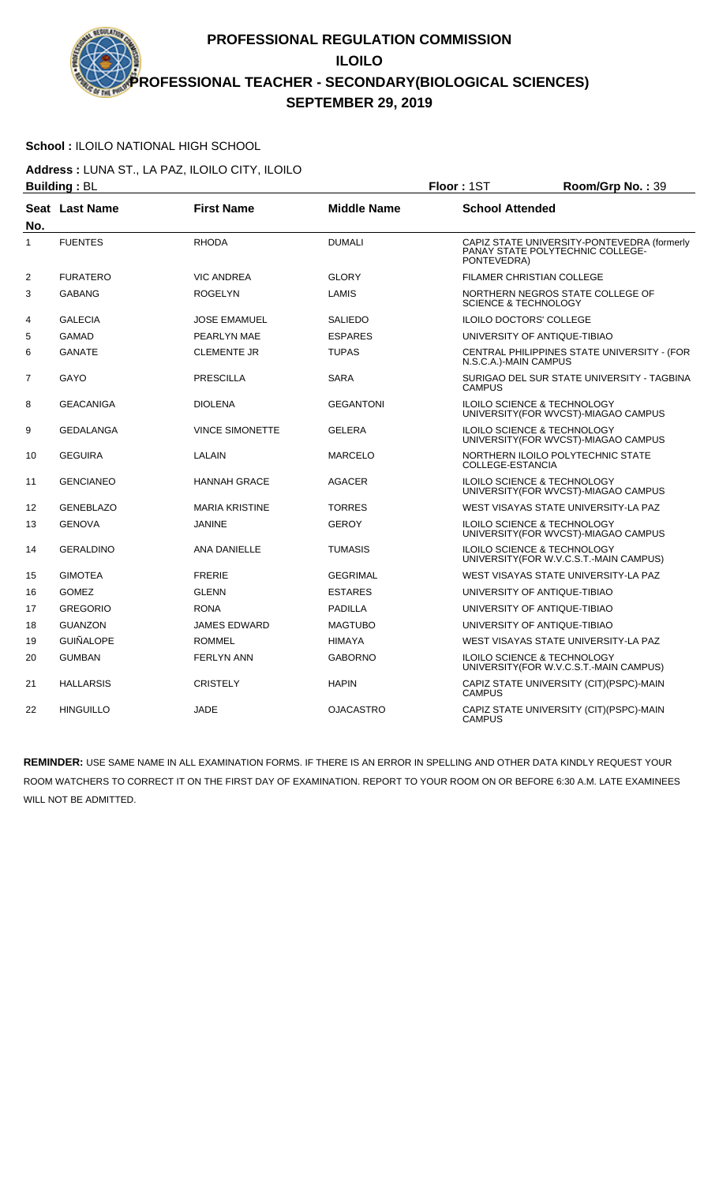# PROFESSIONAL REGULATION COMMISSION
## ILOILO
## PROFESSIONAL TEACHER - SECONDARY(BIOLOGICAL SCIENCES)
## SEPTEMBER 29, 2019

**School :** ILOILO NATIONAL HIGH SCHOOL

**Address :** LUNA ST., LA PAZ, ILOILO CITY, ILOILO

**Building :** BL **Floor :** 1ST **Room/Grp No. :** 39

| Seat No. | Last Name | First Name | Middle Name | School Attended |
|---|---|---|---|---|
| 1 | FUENTES | RHODA | DUMALI | CAPIZ STATE UNIVERSITY-PONTEVEDRA (formerly PANAY STATE POLYTECHNIC COLLEGE-PONTEVEDRA) |
| 2 | FURATERO | VIC ANDREA | GLORY | FILAMER CHRISTIAN COLLEGE |
| 3 | GABANG | ROGELYN | LAMIS | NORTHERN NEGROS STATE COLLEGE OF SCIENCE & TECHNOLOGY |
| 4 | GALECIA | JOSE EMAMUEL | SALIEDO | ILOILO DOCTORS' COLLEGE |
| 5 | GAMAD | PEARLYN MAE | ESPARES | UNIVERSITY OF ANTIQUE-TIBIAO |
| 6 | GANATE | CLEMENTE JR | TUPAS | CENTRAL PHILIPPINES STATE UNIVERSITY - (FOR N.S.C.A.)-MAIN CAMPUS |
| 7 | GAYO | PRESCILLA | SARA | SURIGAO DEL SUR STATE UNIVERSITY - TAGBINA CAMPUS |
| 8 | GEACANIGA | DIOLENA | GEGANTONI | ILOILO SCIENCE & TECHNOLOGY UNIVERSITY(FOR WVCST)-MIAGAO CAMPUS |
| 9 | GEDALANGA | VINCE SIMONETTE | GELERA | ILOILO SCIENCE & TECHNOLOGY UNIVERSITY(FOR WVCST)-MIAGAO CAMPUS |
| 10 | GEGUIRA | LALAIN | MARCELO | NORTHERN ILOILO POLYTECHNIC STATE COLLEGE-ESTANCIA |
| 11 | GENCIANEO | HANNAH GRACE | AGACER | ILOILO SCIENCE & TECHNOLOGY UNIVERSITY(FOR WVCST)-MIAGAO CAMPUS |
| 12 | GENEBLAZO | MARIA KRISTINE | TORRES | WEST VISAYAS STATE UNIVERSITY-LA PAZ |
| 13 | GENOVA | JANINE | GEROY | ILOILO SCIENCE & TECHNOLOGY UNIVERSITY(FOR WVCST)-MIAGAO CAMPUS |
| 14 | GERALDINO | ANA DANIELLE | TUMASIS | ILOILO SCIENCE & TECHNOLOGY UNIVERSITY(FOR W.V.C.S.T.-MAIN CAMPUS) |
| 15 | GIMOTEA | FRERIE | GEGRIMAL | WEST VISAYAS STATE UNIVERSITY-LA PAZ |
| 16 | GOMEZ | GLENN | ESTARES | UNIVERSITY OF ANTIQUE-TIBIAO |
| 17 | GREGORIO | RONA | PADILLA | UNIVERSITY OF ANTIQUE-TIBIAO |
| 18 | GUANZON | JAMES EDWARD | MAGTUBO | UNIVERSITY OF ANTIQUE-TIBIAO |
| 19 | GUIÑALOPE | ROMMEL | HIMAYA | WEST VISAYAS STATE UNIVERSITY-LA PAZ |
| 20 | GUMBAN | FERLYN ANN | GABORNO | ILOILO SCIENCE & TECHNOLOGY UNIVERSITY(FOR W.V.C.S.T.-MAIN CAMPUS) |
| 21 | HALLARSIS | CRISTELY | HAPIN | CAPIZ STATE UNIVERSITY (CIT)(PSPC)-MAIN CAMPUS |
| 22 | HINGUILLO | JADE | OJACASTRO | CAPIZ STATE UNIVERSITY (CIT)(PSPC)-MAIN CAMPUS |

**REMINDER:** USE SAME NAME IN ALL EXAMINATION FORMS. IF THERE IS AN ERROR IN SPELLING AND OTHER DATA KINDLY REQUEST YOUR ROOM WATCHERS TO CORRECT IT ON THE FIRST DAY OF EXAMINATION. REPORT TO YOUR ROOM ON OR BEFORE 6:30 A.M. LATE EXAMINEES WILL NOT BE ADMITTED.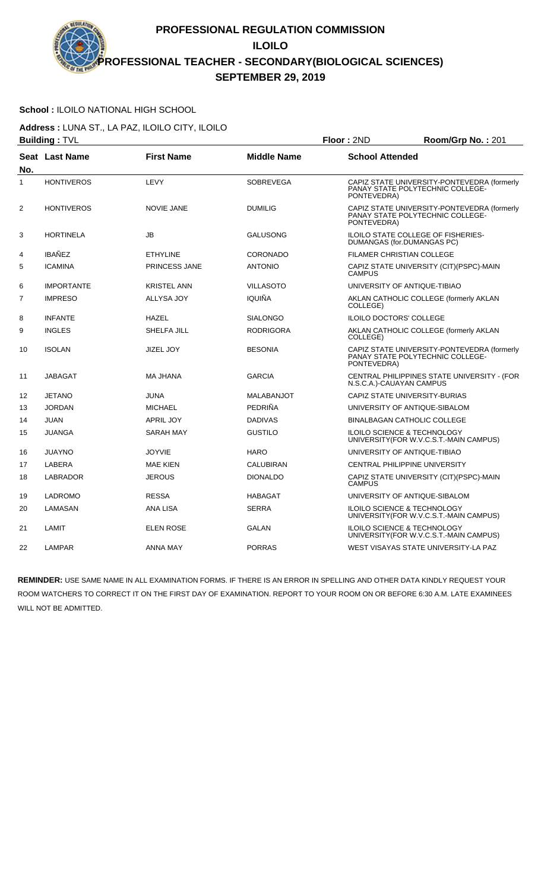# PROFESSIONAL REGULATION COMMISSION
## ILOILO
## PROFESSIONAL TEACHER - SECONDARY(BIOLOGICAL SCIENCES)
## SEPTEMBER 29, 2019

**School :** ILOILO NATIONAL HIGH SCHOOL

**Address :** LUNA ST., LA PAZ, ILOILO CITY, ILOILO

**Building :** TVL **Floor :** 2ND **Room/Grp No. :** 201

| Seat No. | Last Name | First Name | Middle Name | School Attended |
|---|---|---|---|---|
| 1 | HONTIVEROS | LEVY | SOBREVEGA | CAPIZ STATE UNIVERSITY-PONTEVEDRA (formerly PANAY STATE POLYTECHNIC COLLEGE-PONTEVEDRA) |
| 2 | HONTIVEROS | NOVIE JANE | DUMILIG | CAPIZ STATE UNIVERSITY-PONTEVEDRA (formerly PANAY STATE POLYTECHNIC COLLEGE-PONTEVEDRA) |
| 3 | HORTINELA | JB | GALUSONG | ILOILO STATE COLLEGE OF FISHERIES-DUMANGAS (for.DUMANGAS PC) |
| 4 | IBAÑEZ | ETHYLINE | CORONADO | FILAMER CHRISTIAN COLLEGE |
| 5 | ICAMINA | PRINCESS JANE | ANTONIO | CAPIZ STATE UNIVERSITY (CIT)(PSPC)-MAIN CAMPUS |
| 6 | IMPORTANTE | KRISTEL ANN | VILLASOTO | UNIVERSITY OF ANTIQUE-TIBIAO |
| 7 | IMPRESO | ALLYSA JOY | IQUIÑA | AKLAN CATHOLIC COLLEGE (formerly AKLAN COLLEGE) |
| 8 | INFANTE | HAZEL | SIALONGO | ILOILO DOCTORS' COLLEGE |
| 9 | INGLES | SHELFA JILL | RODRIGORA | AKLAN CATHOLIC COLLEGE (formerly AKLAN COLLEGE) |
| 10 | ISOLAN | JIZEL JOY | BESONIA | CAPIZ STATE UNIVERSITY-PONTEVEDRA (formerly PANAY STATE POLYTECHNIC COLLEGE-PONTEVEDRA) |
| 11 | JABAGAT | MA JHANA | GARCIA | CENTRAL PHILIPPINES STATE UNIVERSITY - (FOR N.S.C.A.)-CAUAYAN CAMPUS |
| 12 | JETANO | JUNA | MALABANJOT | CAPIZ STATE UNIVERSITY-BURIAS |
| 13 | JORDAN | MICHAEL | PEDRIÑA | UNIVERSITY OF ANTIQUE-SIBALOM |
| 14 | JUAN | APRIL JOY | DADIVAS | BINALBAGAN CATHOLIC COLLEGE |
| 15 | JUANGA | SARAH MAY | GUSTILO | ILOILO SCIENCE & TECHNOLOGY UNIVERSITY(FOR W.V.C.S.T.-MAIN CAMPUS) |
| 16 | JUAYNO | JOYVIE | HARO | UNIVERSITY OF ANTIQUE-TIBIAO |
| 17 | LABERA | MAE KIEN | CALUBIRAN | CENTRAL PHILIPPINE UNIVERSITY |
| 18 | LABRADOR | JEROUS | DIONALDO | CAPIZ STATE UNIVERSITY (CIT)(PSPC)-MAIN CAMPUS |
| 19 | LADROMO | RESSA | HABAGAT | UNIVERSITY OF ANTIQUE-SIBALOM |
| 20 | LAMASAN | ANA LISA | SERRA | ILOILO SCIENCE & TECHNOLOGY UNIVERSITY(FOR W.V.C.S.T.-MAIN CAMPUS) |
| 21 | LAMIT | ELEN ROSE | GALAN | ILOILO SCIENCE & TECHNOLOGY UNIVERSITY(FOR W.V.C.S.T.-MAIN CAMPUS) |
| 22 | LAMPAR | ANNA MAY | PORRAS | WEST VISAYAS STATE UNIVERSITY-LA PAZ |

**REMINDER:** USE SAME NAME IN ALL EXAMINATION FORMS. IF THERE IS AN ERROR IN SPELLING AND OTHER DATA KINDLY REQUEST YOUR ROOM WATCHERS TO CORRECT IT ON THE FIRST DAY OF EXAMINATION. REPORT TO YOUR ROOM ON OR BEFORE 6:30 A.M. LATE EXAMINEES WILL NOT BE ADMITTED.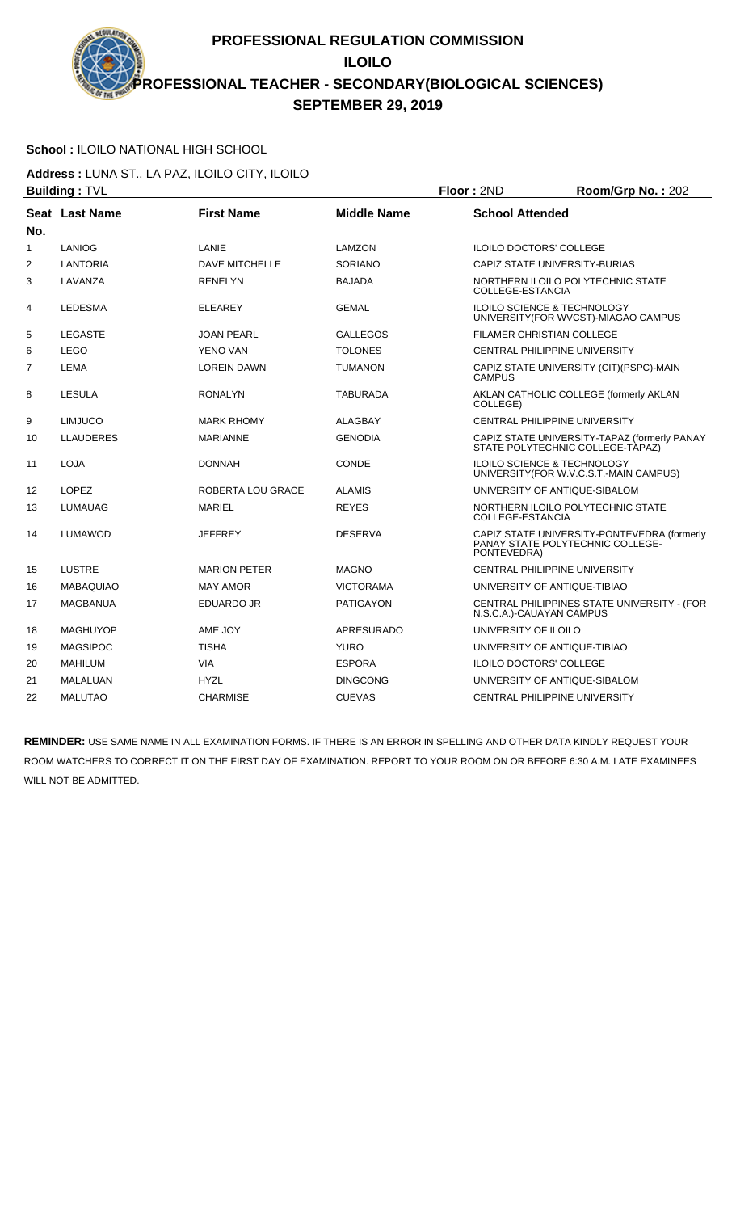# PROFESSIONAL REGULATION COMMISSION

## ILOILO

## PROFESSIONAL TEACHER - SECONDARY(BIOLOGICAL SCIENCES)

## SEPTEMBER 29, 2019

**School :** ILOILO NATIONAL HIGH SCHOOL

**Address :** LUNA ST., LA PAZ, ILOILO CITY, ILOILO

**Building :** TVL  **Floor :** 2ND  **Room/Grp No. :** 202

| Seat No. | Last Name | First Name | Middle Name | School Attended |
|---|---|---|---|---|
| 1 | LANIOG | LANIE | LAMZON | ILOILO DOCTORS' COLLEGE |
| 2 | LANTORIA | DAVE MITCHELLE | SORIANO | CAPIZ STATE UNIVERSITY-BURIAS |
| 3 | LAVANZA | RENELYN | BAJADA | NORTHERN ILOILO POLYTECHNIC STATE COLLEGE-ESTANCIA |
| 4 | LEDESMA | ELEAREY | GEMAL | ILOILO SCIENCE & TECHNOLOGY UNIVERSITY(FOR WVCST)-MIAGAO CAMPUS |
| 5 | LEGASTE | JOAN PEARL | GALLEGOS | FILAMER CHRISTIAN COLLEGE |
| 6 | LEGO | YENO VAN | TOLONES | CENTRAL PHILIPPINE UNIVERSITY |
| 7 | LEMA | LOREIN DAWN | TUMANON | CAPIZ STATE UNIVERSITY (CIT)(PSPC)-MAIN CAMPUS |
| 8 | LESULA | RONALYN | TABURADA | AKLAN CATHOLIC COLLEGE (formerly AKLAN COLLEGE) |
| 9 | LIMJUCO | MARK RHOMY | ALAGBAY | CENTRAL PHILIPPINE UNIVERSITY |
| 10 | LLAUDERES | MARIANNE | GENODIA | CAPIZ STATE UNIVERSITY-TAPAZ (formerly PANAY STATE POLYTECHNIC COLLEGE-TAPAZ) |
| 11 | LOJA | DONNAH | CONDE | ILOILO SCIENCE & TECHNOLOGY UNIVERSITY(FOR W.V.C.S.T.-MAIN CAMPUS) |
| 12 | LOPEZ | ROBERTA LOU GRACE | ALAMIS | UNIVERSITY OF ANTIQUE-SIBALOM |
| 13 | LUMAUAG | MARIEL | REYES | NORTHERN ILOILO POLYTECHNIC STATE COLLEGE-ESTANCIA |
| 14 | LUMAWOD | JEFFREY | DESERVA | CAPIZ STATE UNIVERSITY-PONTEVEDRA (formerly PANAY STATE POLYTECHNIC COLLEGE-PONTEVEDRA) |
| 15 | LUSTRE | MARION PETER | MAGNO | CENTRAL PHILIPPINE UNIVERSITY |
| 16 | MABAQUIAO | MAY AMOR | VICTORAMA | UNIVERSITY OF ANTIQUE-TIBIAO |
| 17 | MAGBANUA | EDUARDO JR | PATIGAYON | CENTRAL PHILIPPINES STATE UNIVERSITY - (FOR N.S.C.A.)-CAUAYAN CAMPUS |
| 18 | MAGHUYOP | AME JOY | APRESURADO | UNIVERSITY OF ILOILO |
| 19 | MAGSIPOC | TISHA | YURO | UNIVERSITY OF ANTIQUE-TIBIAO |
| 20 | MAHILUM | VIA | ESPORA | ILOILO DOCTORS' COLLEGE |
| 21 | MALALUAN | HYZL | DINGCONG | UNIVERSITY OF ANTIQUE-SIBALOM |
| 22 | MALUTAO | CHARMISE | CUEVAS | CENTRAL PHILIPPINE UNIVERSITY |

**REMINDER:** USE SAME NAME IN ALL EXAMINATION FORMS. IF THERE IS AN ERROR IN SPELLING AND OTHER DATA KINDLY REQUEST YOUR ROOM WATCHERS TO CORRECT IT ON THE FIRST DAY OF EXAMINATION. REPORT TO YOUR ROOM ON OR BEFORE 6:30 A.M. LATE EXAMINEES WILL NOT BE ADMITTED.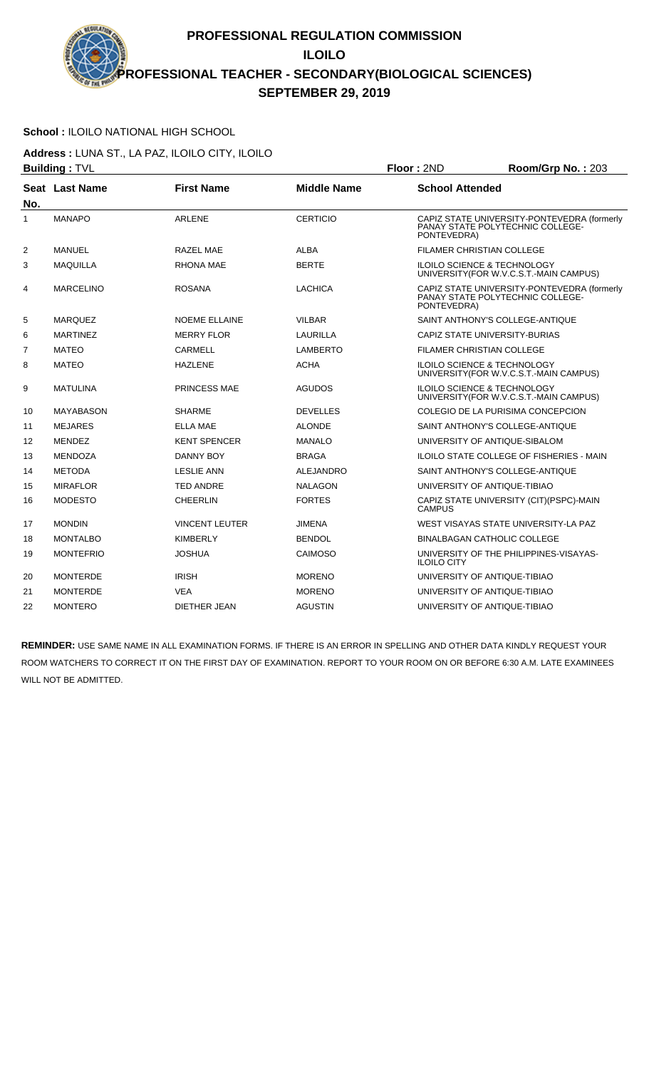# PROFESSIONAL REGULATION COMMISSION

## ILOILO

## PROFESSIONAL TEACHER - SECONDARY(BIOLOGICAL SCIENCES)

## SEPTEMBER 29, 2019

**School :** ILOILO NATIONAL HIGH SCHOOL

**Address :** LUNA ST., LA PAZ, ILOILO CITY, ILOILO

**Building :** TVL **Floor :** 2ND **Room/Grp No. :** 203

| Seat No. | Last Name | First Name | Middle Name | School Attended |
|---|---|---|---|---|
| 1 | MANAPO | ARLENE | CERTICIO | CAPIZ STATE UNIVERSITY-PONTEVEDRA (formerly PANAY STATE POLYTECHNIC COLLEGE-PONTEVEDRA) |
| 2 | MANUEL | RAZEL MAE | ALBA | FILAMER CHRISTIAN COLLEGE |
| 3 | MAQUILLA | RHONA MAE | BERTE | ILOILO SCIENCE & TECHNOLOGY UNIVERSITY(FOR W.V.C.S.T.-MAIN CAMPUS) |
| 4 | MARCELINO | ROSANA | LACHICA | CAPIZ STATE UNIVERSITY-PONTEVEDRA (formerly PANAY STATE POLYTECHNIC COLLEGE-PONTEVEDRA) |
| 5 | MARQUEZ | NOEME ELLAINE | VILBAR | SAINT ANTHONY'S COLLEGE-ANTIQUE |
| 6 | MARTINEZ | MERRY FLOR | LAURILLA | CAPIZ STATE UNIVERSITY-BURIAS |
| 7 | MATEO | CARMELL | LAMBERTO | FILAMER CHRISTIAN COLLEGE |
| 8 | MATEO | HAZLENE | ACHA | ILOILO SCIENCE & TECHNOLOGY UNIVERSITY(FOR W.V.C.S.T.-MAIN CAMPUS) |
| 9 | MATULINA | PRINCESS MAE | AGUDOS | ILOILO SCIENCE & TECHNOLOGY UNIVERSITY(FOR W.V.C.S.T.-MAIN CAMPUS) |
| 10 | MAYABASON | SHARME | DEVELLES | COLEGIO DE LA PURISIMA CONCEPCION |
| 11 | MEJARES | ELLA MAE | ALONDE | SAINT ANTHONY'S COLLEGE-ANTIQUE |
| 12 | MENDEZ | KENT SPENCER | MANALO | UNIVERSITY OF ANTIQUE-SIBALOM |
| 13 | MENDOZA | DANNY BOY | BRAGA | ILOILO STATE COLLEGE OF FISHERIES - MAIN |
| 14 | METODA | LESLIE ANN | ALEJANDRO | SAINT ANTHONY'S COLLEGE-ANTIQUE |
| 15 | MIRAFLOR | TED ANDRE | NALAGON | UNIVERSITY OF ANTIQUE-TIBIAO |
| 16 | MODESTO | CHEERLIN | FORTES | CAPIZ STATE UNIVERSITY (CIT)(PSPC)-MAIN CAMPUS |
| 17 | MONDIN | VINCENT LEUTER | JIMENA | WEST VISAYAS STATE UNIVERSITY-LA PAZ |
| 18 | MONTALBO | KIMBERLY | BENDOL | BINALBAGAN CATHOLIC COLLEGE |
| 19 | MONTEFRIO | JOSHUA | CAIMOSO | UNIVERSITY OF THE PHILIPPINES-VISAYAS-ILOILO CITY |
| 20 | MONTERDE | IRISH | MORENO | UNIVERSITY OF ANTIQUE-TIBIAO |
| 21 | MONTERDE | VEA | MORENO | UNIVERSITY OF ANTIQUE-TIBIAO |
| 22 | MONTERO | DIETHER JEAN | AGUSTIN | UNIVERSITY OF ANTIQUE-TIBIAO |

**REMINDER:** USE SAME NAME IN ALL EXAMINATION FORMS. IF THERE IS AN ERROR IN SPELLING AND OTHER DATA KINDLY REQUEST YOUR ROOM WATCHERS TO CORRECT IT ON THE FIRST DAY OF EXAMINATION. REPORT TO YOUR ROOM ON OR BEFORE 6:30 A.M. LATE EXAMINEES WILL NOT BE ADMITTED.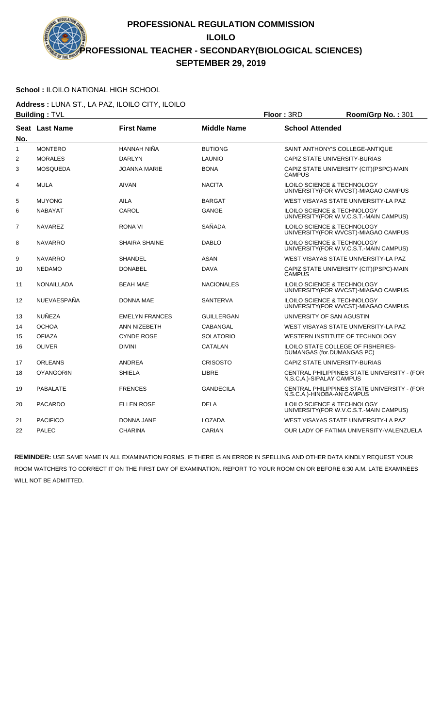# PROFESSIONAL REGULATION COMMISSION
## ILOILO
## PROFESSIONAL TEACHER - SECONDARY(BIOLOGICAL SCIENCES)
## SEPTEMBER 29, 2019

**School :** ILOILO NATIONAL HIGH SCHOOL

**Address :** LUNA ST., LA PAZ, ILOILO CITY, ILOILO

**Building :** TVL　　**Floor :** 3RD　　**Room/Grp No. :** 301

| Seat No. | Last Name | First Name | Middle Name | School Attended |
|---|---|---|---|---|
| 1 | MONTERO | HANNAH NIÑA | BUTIONG | SAINT ANTHONY'S COLLEGE-ANTIQUE |
| 2 | MORALES | DARLYN | LAUNIO | CAPIZ STATE UNIVERSITY-BURIAS |
| 3 | MOSQUEDA | JOANNA MARIE | BONA | CAPIZ STATE UNIVERSITY (CIT)(PSPC)-MAIN CAMPUS |
| 4 | MULA | AIVAN | NACITA | ILOILO SCIENCE & TECHNOLOGY UNIVERSITY(FOR WVCST)-MIAGAO CAMPUS |
| 5 | MUYONG | AILA | BARGAT | WEST VISAYAS STATE UNIVERSITY-LA PAZ |
| 6 | NABAYAT | CAROL | GANGE | ILOILO SCIENCE & TECHNOLOGY UNIVERSITY(FOR W.V.C.S.T.-MAIN CAMPUS) |
| 7 | NAVAREZ | RONA VI | SAÑADA | ILOILO SCIENCE & TECHNOLOGY UNIVERSITY(FOR WVCST)-MIAGAO CAMPUS |
| 8 | NAVARRO | SHAIRA SHAINE | DABLO | ILOILO SCIENCE & TECHNOLOGY UNIVERSITY(FOR W.V.C.S.T.-MAIN CAMPUS) |
| 9 | NAVARRO | SHANDEL | ASAN | WEST VISAYAS STATE UNIVERSITY-LA PAZ |
| 10 | NEDAMO | DONABEL | DAVA | CAPIZ STATE UNIVERSITY (CIT)(PSPC)-MAIN CAMPUS |
| 11 | NONAILLADA | BEAH MAE | NACIONALES | ILOILO SCIENCE & TECHNOLOGY UNIVERSITY(FOR WVCST)-MIAGAO CAMPUS |
| 12 | NUEVAESPAÑA | DONNA MAE | SANTERVA | ILOILO SCIENCE & TECHNOLOGY UNIVERSITY(FOR WVCST)-MIAGAO CAMPUS |
| 13 | NUÑEZA | EMELYN FRANCES | GUILLERGAN | UNIVERSITY OF SAN AGUSTIN |
| 14 | OCHOA | ANN NIZEBETH | CABANGAL | WEST VISAYAS STATE UNIVERSITY-LA PAZ |
| 15 | OFIAZA | CYNDE ROSE | SOLATORIO | WESTERN INSTITUTE OF TECHNOLOGY |
| 16 | OLIVER | DIVINI | CATALAN | ILOILO STATE COLLEGE OF FISHERIES-DUMANGAS (for.DUMANGAS PC) |
| 17 | ORLEANS | ANDREA | CRISOSTO | CAPIZ STATE UNIVERSITY-BURIAS |
| 18 | OYANGORIN | SHIELA | LIBRE | CENTRAL PHILIPPINES STATE UNIVERSITY - (FOR N.S.C.A.)-SIPALAY CAMPUS |
| 19 | PABALATE | FRENCES | GANDECILA | CENTRAL PHILIPPINES STATE UNIVERSITY - (FOR N.S.C.A.)-HINOBA-AN CAMPUS |
| 20 | PACARDO | ELLEN ROSE | DELA | ILOILO SCIENCE & TECHNOLOGY UNIVERSITY(FOR W.V.C.S.T.-MAIN CAMPUS) |
| 21 | PACIFICO | DONNA JANE | LOZADA | WEST VISAYAS STATE UNIVERSITY-LA PAZ |
| 22 | PALEC | CHARINA | CARIAN | OUR LADY OF FATIMA UNIVERSITY-VALENZUELA |

**REMINDER:** USE SAME NAME IN ALL EXAMINATION FORMS. IF THERE IS AN ERROR IN SPELLING AND OTHER DATA KINDLY REQUEST YOUR ROOM WATCHERS TO CORRECT IT ON THE FIRST DAY OF EXAMINATION. REPORT TO YOUR ROOM ON OR BEFORE 6:30 A.M. LATE EXAMINEES WILL NOT BE ADMITTED.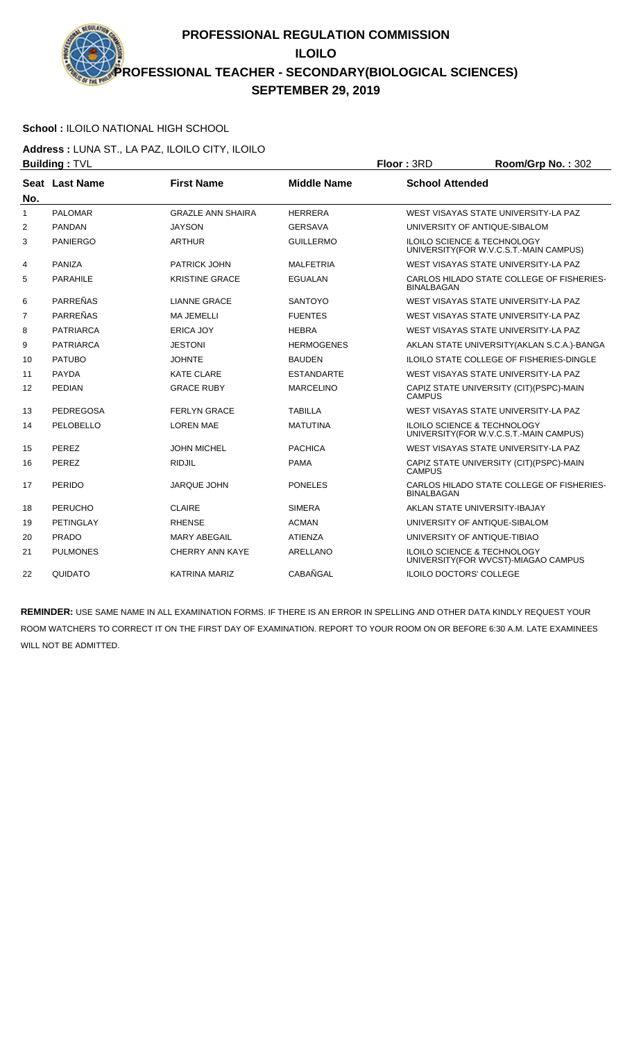# PROFESSIONAL REGULATION COMMISSION
## ILOILO
## PROFESSIONAL TEACHER - SECONDARY(BIOLOGICAL SCIENCES)
## SEPTEMBER 29, 2019

**School :** ILOILO NATIONAL HIGH SCHOOL

**Address :** LUNA ST., LA PAZ, ILOILO CITY, ILOILO

**Building :** TVL **Floor :** 3RD **Room/Grp No. :** 302

| Seat No. | Last Name | First Name | Middle Name | School Attended |
|---|---|---|---|---|
| 1 | PALOMAR | GRAZLE ANN SHAIRA | HERRERA | WEST VISAYAS STATE UNIVERSITY-LA PAZ |
| 2 | PANDAN | JAYSON | GERSAVA | UNIVERSITY OF ANTIQUE-SIBALOM |
| 3 | PANIERGO | ARTHUR | GUILLERMO | ILOILO SCIENCE & TECHNOLOGY UNIVERSITY(FOR W.V.C.S.T.-MAIN CAMPUS) |
| 4 | PANIZA | PATRICK JOHN | MALFETRIA | WEST VISAYAS STATE UNIVERSITY-LA PAZ |
| 5 | PARAHILE | KRISTINE GRACE | EGUALAN | CARLOS HILADO STATE COLLEGE OF FISHERIES-BINALBAGAN |
| 6 | PARREÑAS | LIANNE GRACE | SANTOYO | WEST VISAYAS STATE UNIVERSITY-LA PAZ |
| 7 | PARREÑAS | MA JEMELLI | FUENTES | WEST VISAYAS STATE UNIVERSITY-LA PAZ |
| 8 | PATRIARCA | ERICA JOY | HEBRA | WEST VISAYAS STATE UNIVERSITY-LA PAZ |
| 9 | PATRIARCA | JESTONI | HERMOGENES | AKLAN STATE UNIVERSITY(AKLAN S.C.A.)-BANGA |
| 10 | PATUBO | JOHNTE | BAUDEN | ILOILO STATE COLLEGE OF FISHERIES-DINGLE |
| 11 | PAYDA | KATE CLARE | ESTANDARTE | WEST VISAYAS STATE UNIVERSITY-LA PAZ |
| 12 | PEDIAN | GRACE RUBY | MARCELINO | CAPIZ STATE UNIVERSITY (CIT)(PSPC)-MAIN CAMPUS |
| 13 | PEDREGOSA | FERLYN GRACE | TABILLA | WEST VISAYAS STATE UNIVERSITY-LA PAZ |
| 14 | PELOBELLO | LOREN MAE | MATUTINA | ILOILO SCIENCE & TECHNOLOGY UNIVERSITY(FOR W.V.C.S.T.-MAIN CAMPUS) |
| 15 | PEREZ | JOHN MICHEL | PACHICA | WEST VISAYAS STATE UNIVERSITY-LA PAZ |
| 16 | PEREZ | RIDJIL | PAMA | CAPIZ STATE UNIVERSITY (CIT)(PSPC)-MAIN CAMPUS |
| 17 | PERIDO | JARQUE JOHN | PONELES | CARLOS HILADO STATE COLLEGE OF FISHERIES-BINALBAGAN |
| 18 | PERUCHO | CLAIRE | SIMERA | AKLAN STATE UNIVERSITY-IBAJAY |
| 19 | PETINGLAY | RHENSE | ACMAN | UNIVERSITY OF ANTIQUE-SIBALOM |
| 20 | PRADO | MARY ABEGAIL | ATIENZA | UNIVERSITY OF ANTIQUE-TIBIAO |
| 21 | PULMONES | CHERRY ANN KAYE | ARELLANO | ILOILO SCIENCE & TECHNOLOGY UNIVERSITY(FOR WVCST)-MIAGAO CAMPUS |
| 22 | QUIDATO | KATRINA MARIZ | CABAÑGAL | ILOILO DOCTORS' COLLEGE |

**REMINDER:** USE SAME NAME IN ALL EXAMINATION FORMS. IF THERE IS AN ERROR IN SPELLING AND OTHER DATA KINDLY REQUEST YOUR ROOM WATCHERS TO CORRECT IT ON THE FIRST DAY OF EXAMINATION. REPORT TO YOUR ROOM ON OR BEFORE 6:30 A.M. LATE EXAMINEES WILL NOT BE ADMITTED.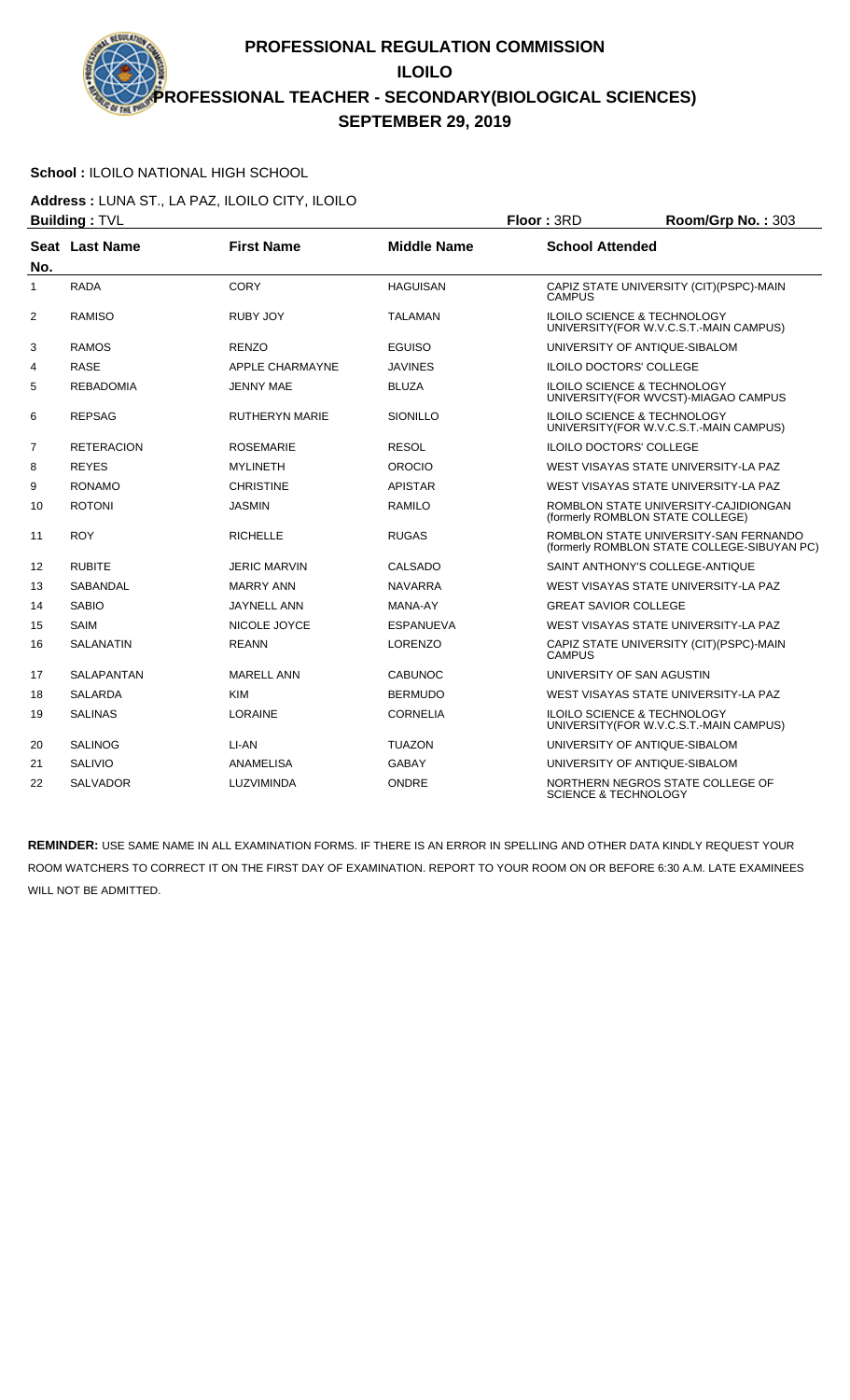# PROFESSIONAL REGULATION COMMISSION
## ILOILO
## PROFESSIONAL TEACHER - SECONDARY(BIOLOGICAL SCIENCES)
## SEPTEMBER 29, 2019

**School :** ILOILO NATIONAL HIGH SCHOOL

**Address :** LUNA ST., LA PAZ, ILOILO CITY, ILOILO

**Building :** TVL **Floor :** 3RD **Room/Grp No. :** 303

| Seat No. | Last Name | First Name | Middle Name | School Attended |
|---|---|---|---|---|
| 1 | RADA | CORY | HAGUISAN | CAPIZ STATE UNIVERSITY (CIT)(PSPC)-MAIN CAMPUS |
| 2 | RAMISO | RUBY JOY | TALAMAN | ILOILO SCIENCE & TECHNOLOGY UNIVERSITY(FOR W.V.C.S.T.-MAIN CAMPUS) |
| 3 | RAMOS | RENZO | EGUISO | UNIVERSITY OF ANTIQUE-SIBALOM |
| 4 | RASE | APPLE CHARMAYNE | JAVINES | ILOILO DOCTORS' COLLEGE |
| 5 | REBADOMIA | JENNY MAE | BLUZA | ILOILO SCIENCE & TECHNOLOGY UNIVERSITY(FOR WVCST)-MIAGAO CAMPUS |
| 6 | REPSAG | RUTHERYN MARIE | SIONILLO | ILOILO SCIENCE & TECHNOLOGY UNIVERSITY(FOR W.V.C.S.T.-MAIN CAMPUS) |
| 7 | RETERACION | ROSEMARIE | RESOL | ILOILO DOCTORS' COLLEGE |
| 8 | REYES | MYLINETH | OROCIO | WEST VISAYAS STATE UNIVERSITY-LA PAZ |
| 9 | RONAMO | CHRISTINE | APISTAR | WEST VISAYAS STATE UNIVERSITY-LA PAZ |
| 10 | ROTONI | JASMIN | RAMILO | ROMBLON STATE UNIVERSITY-CAJIDIONGAN (formerly ROMBLON STATE COLLEGE) |
| 11 | ROY | RICHELLE | RUGAS | ROMBLON STATE UNIVERSITY-SAN FERNANDO (formerly ROMBLON STATE COLLEGE-SIBUYAN PC) |
| 12 | RUBITE | JERIC MARVIN | CALSADO | SAINT ANTHONY'S COLLEGE-ANTIQUE |
| 13 | SABANDAL | MARRY ANN | NAVARRA | WEST VISAYAS STATE UNIVERSITY-LA PAZ |
| 14 | SABIO | JAYNELL ANN | MANA-AY | GREAT SAVIOR COLLEGE |
| 15 | SAIM | NICOLE JOYCE | ESPANUEVA | WEST VISAYAS STATE UNIVERSITY-LA PAZ |
| 16 | SALANATIN | REANN | LORENZO | CAPIZ STATE UNIVERSITY (CIT)(PSPC)-MAIN CAMPUS |
| 17 | SALAPANTAN | MARELL ANN | CABUNOC | UNIVERSITY OF SAN AGUSTIN |
| 18 | SALARDA | KIM | BERMUDO | WEST VISAYAS STATE UNIVERSITY-LA PAZ |
| 19 | SALINAS | LORAINE | CORNELIA | ILOILO SCIENCE & TECHNOLOGY UNIVERSITY(FOR W.V.C.S.T.-MAIN CAMPUS) |
| 20 | SALINOG | LI-AN | TUAZON | UNIVERSITY OF ANTIQUE-SIBALOM |
| 21 | SALIVIO | ANAMELISA | GABAY | UNIVERSITY OF ANTIQUE-SIBALOM |
| 22 | SALVADOR | LUZVIMINDA | ONDRE | NORTHERN NEGROS STATE COLLEGE OF SCIENCE & TECHNOLOGY |

**REMINDER:** USE SAME NAME IN ALL EXAMINATION FORMS. IF THERE IS AN ERROR IN SPELLING AND OTHER DATA KINDLY REQUEST YOUR ROOM WATCHERS TO CORRECT IT ON THE FIRST DAY OF EXAMINATION. REPORT TO YOUR ROOM ON OR BEFORE 6:30 A.M. LATE EXAMINEES WILL NOT BE ADMITTED.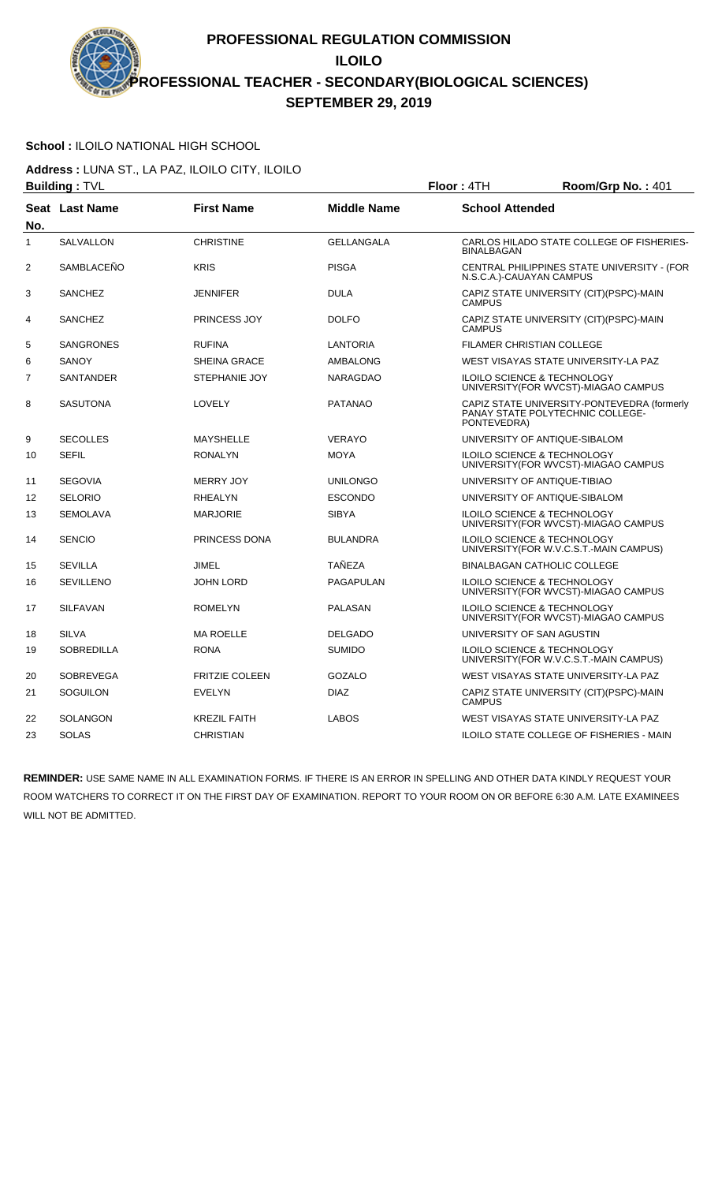# PROFESSIONAL REGULATION COMMISSION
## ILOILO
## PROFESSIONAL TEACHER - SECONDARY(BIOLOGICAL SCIENCES)
## SEPTEMBER 29, 2019

**School :** ILOILO NATIONAL HIGH SCHOOL

**Address :** LUNA ST., LA PAZ, ILOILO CITY, ILOILO

**Building :** TVL **Floor :** 4TH **Room/Grp No. :** 401

| Seat No. | Last Name | First Name | Middle Name | School Attended |
|---|---|---|---|---|
| 1 | SALVALLON | CHRISTINE | GELLANGALA | CARLOS HILADO STATE COLLEGE OF FISHERIES-BINALBAGAN |
| 2 | SAMBLACEÑO | KRIS | PISGA | CENTRAL PHILIPPINES STATE UNIVERSITY - (FOR N.S.C.A.)-CAUAYAN CAMPUS |
| 3 | SANCHEZ | JENNIFER | DULA | CAPIZ STATE UNIVERSITY (CIT)(PSPC)-MAIN CAMPUS |
| 4 | SANCHEZ | PRINCESS JOY | DOLFO | CAPIZ STATE UNIVERSITY (CIT)(PSPC)-MAIN CAMPUS |
| 5 | SANGRONES | RUFINA | LANTORIA | FILAMER CHRISTIAN COLLEGE |
| 6 | SANOY | SHEINA GRACE | AMBALONG | WEST VISAYAS STATE UNIVERSITY-LA PAZ |
| 7 | SANTANDER | STEPHANIE JOY | NARAGDAO | ILOILO SCIENCE & TECHNOLOGY UNIVERSITY(FOR WVCST)-MIAGAO CAMPUS |
| 8 | SASUTONA | LOVELY | PATANAO | CAPIZ STATE UNIVERSITY-PONTEVEDRA (formerly PANAY STATE POLYTECHNIC COLLEGE-PONTEVEDRA) |
| 9 | SECOLLES | MAYSHELLE | VERAYO | UNIVERSITY OF ANTIQUE-SIBALOM |
| 10 | SEFIL | RONALYN | MOYA | ILOILO SCIENCE & TECHNOLOGY UNIVERSITY(FOR WVCST)-MIAGAO CAMPUS |
| 11 | SEGOVIA | MERRY JOY | UNILONGO | UNIVERSITY OF ANTIQUE-TIBIAO |
| 12 | SELORIO | RHEALYN | ESCONDO | UNIVERSITY OF ANTIQUE-SIBALOM |
| 13 | SEMOLAVA | MARJORIE | SIBYA | ILOILO SCIENCE & TECHNOLOGY UNIVERSITY(FOR WVCST)-MIAGAO CAMPUS |
| 14 | SENCIO | PRINCESS DONA | BULANDRA | ILOILO SCIENCE & TECHNOLOGY UNIVERSITY(FOR W.V.C.S.T.-MAIN CAMPUS) |
| 15 | SEVILLA | JIMEL | TAÑEZA | BINALBAGAN CATHOLIC COLLEGE |
| 16 | SEVILLENO | JOHN LORD | PAGAPULAN | ILOILO SCIENCE & TECHNOLOGY UNIVERSITY(FOR WVCST)-MIAGAO CAMPUS |
| 17 | SILFAVAN | ROMELYN | PALASAN | ILOILO SCIENCE & TECHNOLOGY UNIVERSITY(FOR WVCST)-MIAGAO CAMPUS |
| 18 | SILVA | MA ROELLE | DELGADO | UNIVERSITY OF SAN AGUSTIN |
| 19 | SOBREDILLA | RONA | SUMIDO | ILOILO SCIENCE & TECHNOLOGY UNIVERSITY(FOR W.V.C.S.T.-MAIN CAMPUS) |
| 20 | SOBREVEGA | FRITZIE COLEEN | GOZALO | WEST VISAYAS STATE UNIVERSITY-LA PAZ |
| 21 | SOGUILON | EVELYN | DIAZ | CAPIZ STATE UNIVERSITY (CIT)(PSPC)-MAIN CAMPUS |
| 22 | SOLANGON | KREZIL FAITH | LABOS | WEST VISAYAS STATE UNIVERSITY-LA PAZ |
| 23 | SOLAS | CHRISTIAN | | ILOILO STATE COLLEGE OF FISHERIES - MAIN |

**REMINDER:** USE SAME NAME IN ALL EXAMINATION FORMS. IF THERE IS AN ERROR IN SPELLING AND OTHER DATA KINDLY REQUEST YOUR ROOM WATCHERS TO CORRECT IT ON THE FIRST DAY OF EXAMINATION. REPORT TO YOUR ROOM ON OR BEFORE 6:30 A.M. LATE EXAMINEES WILL NOT BE ADMITTED.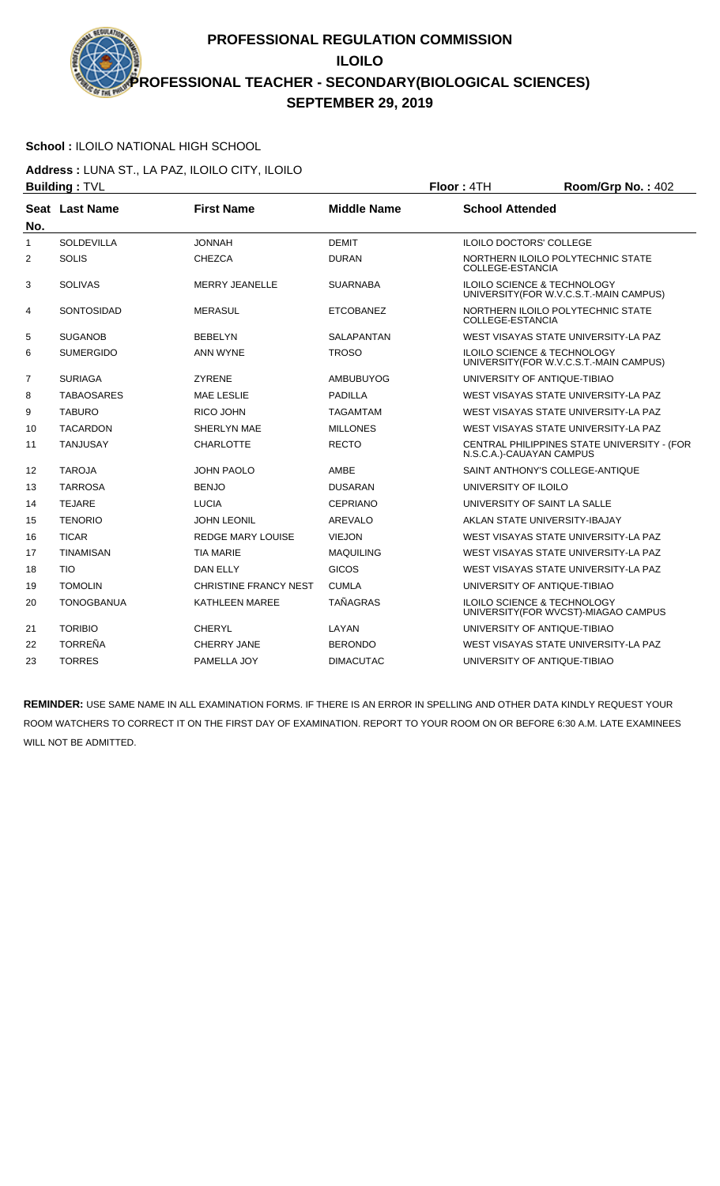# PROFESSIONAL REGULATION COMMISSION
## ILOILO
## PROFESSIONAL TEACHER - SECONDARY(BIOLOGICAL SCIENCES)
## SEPTEMBER 29, 2019

**School :** ILOILO NATIONAL HIGH SCHOOL

**Address :** LUNA ST., LA PAZ, ILOILO CITY, ILOILO

**Building :** TVL **Floor :** 4TH **Room/Grp No. :** 402

| Seat No. | Last Name | First Name | Middle Name | School Attended |
|---|---|---|---|---|
| 1 | SOLDEVILLA | JONNAH | DEMIT | ILOILO DOCTORS' COLLEGE |
| 2 | SOLIS | CHEZCA | DURAN | NORTHERN ILOILO POLYTECHNIC STATE COLLEGE-ESTANCIA |
| 3 | SOLIVAS | MERRY JEANELLE | SUARNABA | ILOILO SCIENCE & TECHNOLOGY UNIVERSITY(FOR W.V.C.S.T.-MAIN CAMPUS) |
| 4 | SONTOSIDAD | MERASUL | ETCOBANEZ | NORTHERN ILOILO POLYTECHNIC STATE COLLEGE-ESTANCIA |
| 5 | SUGANOB | BEBELYN | SALAPANTAN | WEST VISAYAS STATE UNIVERSITY-LA PAZ |
| 6 | SUMERGIDO | ANN WYNE | TROSO | ILOILO SCIENCE & TECHNOLOGY UNIVERSITY(FOR W.V.C.S.T.-MAIN CAMPUS) |
| 7 | SURIAGA | ZYRENE | AMBUBUYOG | UNIVERSITY OF ANTIQUE-TIBIAO |
| 8 | TABAOSARES | MAE LESLIE | PADILLA | WEST VISAYAS STATE UNIVERSITY-LA PAZ |
| 9 | TABURO | RICO JOHN | TAGAMTAM | WEST VISAYAS STATE UNIVERSITY-LA PAZ |
| 10 | TACARDON | SHERLYN MAE | MILLONES | WEST VISAYAS STATE UNIVERSITY-LA PAZ |
| 11 | TANJUSAY | CHARLOTTE | RECTO | CENTRAL PHILIPPINES STATE UNIVERSITY - (FOR N.S.C.A.)-CAUAYAN CAMPUS |
| 12 | TAROJA | JOHN PAOLO | AMBE | SAINT ANTHONY'S COLLEGE-ANTIQUE |
| 13 | TARROSA | BENJO | DUSARAN | UNIVERSITY OF ILOILO |
| 14 | TEJARE | LUCIA | CEPRIANO | UNIVERSITY OF SAINT LA SALLE |
| 15 | TENORIO | JOHN LEONIL | AREVALO | AKLAN STATE UNIVERSITY-IBAJAY |
| 16 | TICAR | REDGE MARY LOUISE | VIEJON | WEST VISAYAS STATE UNIVERSITY-LA PAZ |
| 17 | TINAMISAN | TIA MARIE | MAQUILING | WEST VISAYAS STATE UNIVERSITY-LA PAZ |
| 18 | TIO | DAN ELLY | GICOS | WEST VISAYAS STATE UNIVERSITY-LA PAZ |
| 19 | TOMOLIN | CHRISTINE FRANCY NEST | CUMLA | UNIVERSITY OF ANTIQUE-TIBIAO |
| 20 | TONOGBANUA | KATHLEEN MAREE | TAÑAGRAS | ILOILO SCIENCE & TECHNOLOGY UNIVERSITY(FOR WVCST)-MIAGAO CAMPUS |
| 21 | TORIBIO | CHERYL | LAYAN | UNIVERSITY OF ANTIQUE-TIBIAO |
| 22 | TORREÑA | CHERRY JANE | BERONDO | WEST VISAYAS STATE UNIVERSITY-LA PAZ |
| 23 | TORRES | PAMELLA JOY | DIMACUTAC | UNIVERSITY OF ANTIQUE-TIBIAO |

**REMINDER:** USE SAME NAME IN ALL EXAMINATION FORMS. IF THERE IS AN ERROR IN SPELLING AND OTHER DATA KINDLY REQUEST YOUR ROOM WATCHERS TO CORRECT IT ON THE FIRST DAY OF EXAMINATION. REPORT TO YOUR ROOM ON OR BEFORE 6:30 A.M. LATE EXAMINEES WILL NOT BE ADMITTED.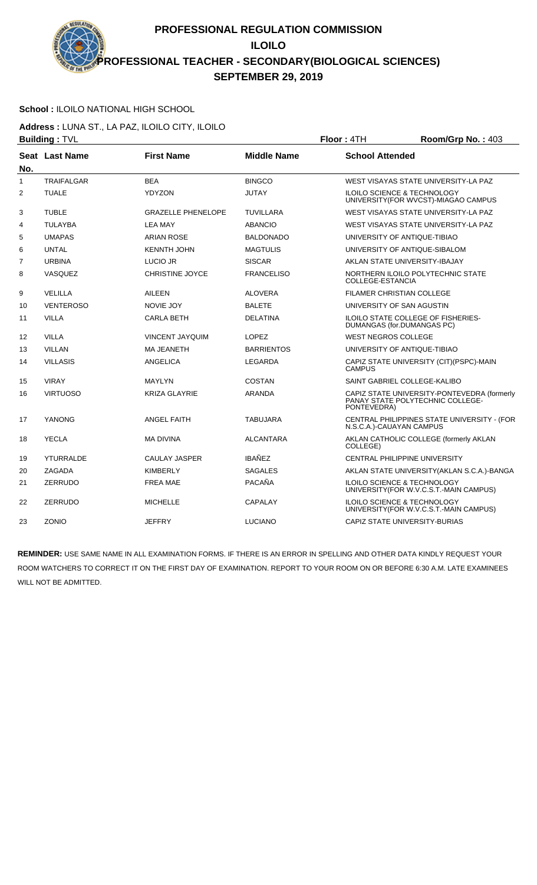# PROFESSIONAL REGULATION COMMISSION
## ILOILO
## PROFESSIONAL TEACHER - SECONDARY(BIOLOGICAL SCIENCES)
## SEPTEMBER 29, 2019

**School :** ILOILO NATIONAL HIGH SCHOOL

**Address :** LUNA ST., LA PAZ, ILOILO CITY, ILOILO

**Building :** TVL  **Floor :** 4TH  **Room/Grp No. :** 403

| Seat No. | Last Name | First Name | Middle Name | School Attended |
|---|---|---|---|---|
| 1 | TRAIFALGAR | BEA | BINGCO | WEST VISAYAS STATE UNIVERSITY-LA PAZ |
| 2 | TUALE | YDYZON | JUTAY | ILOILO SCIENCE & TECHNOLOGY UNIVERSITY(FOR WVCST)-MIAGAO CAMPUS |
| 3 | TUBLE | GRAZELLE PHENELOPE | TUVILLARA | WEST VISAYAS STATE UNIVERSITY-LA PAZ |
| 4 | TULAYBA | LEA MAY | ABANCIO | WEST VISAYAS STATE UNIVERSITY-LA PAZ |
| 5 | UMAPAS | ARIAN ROSE | BALDONADO | UNIVERSITY OF ANTIQUE-TIBIAO |
| 6 | UNTAL | KENNTH JOHN | MAGTULIS | UNIVERSITY OF ANTIQUE-SIBALOM |
| 7 | URBINA | LUCIO JR | SISCAR | AKLAN STATE UNIVERSITY-IBAJAY |
| 8 | VASQUEZ | CHRISTINE JOYCE | FRANCELISO | NORTHERN ILOILO POLYTECHNIC STATE COLLEGE-ESTANCIA |
| 9 | VELILLA | AILEEN | ALOVERA | FILAMER CHRISTIAN COLLEGE |
| 10 | VENTEROSO | NOVIE JOY | BALETE | UNIVERSITY OF SAN AGUSTIN |
| 11 | VILLA | CARLA BETH | DELATINA | ILOILO STATE COLLEGE OF FISHERIES-DUMANGAS (for.DUMANGAS PC) |
| 12 | VILLA | VINCENT JAYQUIM | LOPEZ | WEST NEGROS COLLEGE |
| 13 | VILLAN | MA JEANETH | BARRIENTOS | UNIVERSITY OF ANTIQUE-TIBIAO |
| 14 | VILLASIS | ANGELICA | LEGARDA | CAPIZ STATE UNIVERSITY (CIT)(PSPC)-MAIN CAMPUS |
| 15 | VIRAY | MAYLYN | COSTAN | SAINT GABRIEL COLLEGE-KALIBO |
| 16 | VIRTUOSO | KRIZA GLAYRIE | ARANDA | CAPIZ STATE UNIVERSITY-PONTEVEDRA (formerly PANAY STATE POLYTECHNIC COLLEGE-PONTEVEDRA) |
| 17 | YANONG | ANGEL FAITH | TABUJARA | CENTRAL PHILIPPINES STATE UNIVERSITY - (FOR N.S.C.A.)-CAUAYAN CAMPUS |
| 18 | YECLA | MA DIVINA | ALCANTARA | AKLAN CATHOLIC COLLEGE (formerly AKLAN COLLEGE) |
| 19 | YTURRALDE | CAULAY JASPER | IBAÑEZ | CENTRAL PHILIPPINE UNIVERSITY |
| 20 | ZAGADA | KIMBERLY | SAGALES | AKLAN STATE UNIVERSITY(AKLAN S.C.A.)-BANGA |
| 21 | ZERRUDO | FREA MAE | PACAÑA | ILOILO SCIENCE & TECHNOLOGY UNIVERSITY(FOR W.V.C.S.T.-MAIN CAMPUS) |
| 22 | ZERRUDO | MICHELLE | CAPALAY | ILOILO SCIENCE & TECHNOLOGY UNIVERSITY(FOR W.V.C.S.T.-MAIN CAMPUS) |
| 23 | ZONIO | JEFFRY | LUCIANO | CAPIZ STATE UNIVERSITY-BURIAS |

**REMINDER:** USE SAME NAME IN ALL EXAMINATION FORMS. IF THERE IS AN ERROR IN SPELLING AND OTHER DATA KINDLY REQUEST YOUR ROOM WATCHERS TO CORRECT IT ON THE FIRST DAY OF EXAMINATION. REPORT TO YOUR ROOM ON OR BEFORE 6:30 A.M. LATE EXAMINEES WILL NOT BE ADMITTED.